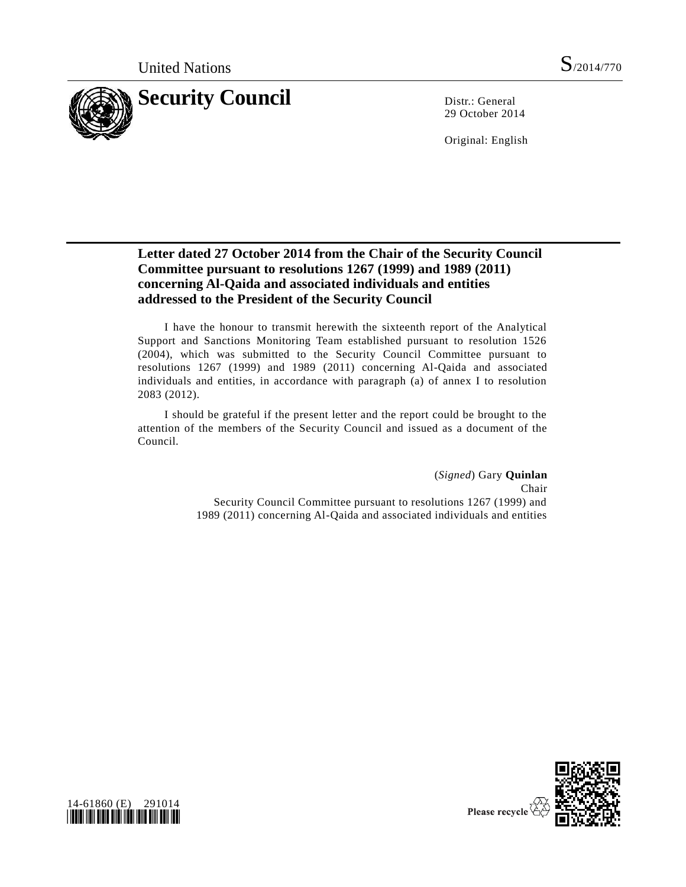United Nations S/2014/770

# Security Council

Distr.: General
29 October 2014

Original: English

## Letter dated 27 October 2014 from the Chair of the Security Council Committee pursuant to resolutions 1267 (1999) and 1989 (2011) concerning Al-Qaida and associated individuals and entities addressed to the President of the Security Council

I have the honour to transmit herewith the sixteenth report of the Analytical Support and Sanctions Monitoring Team established pursuant to resolution 1526 (2004), which was submitted to the Security Council Committee pursuant to resolutions 1267 (1999) and 1989 (2011) concerning Al-Qaida and associated individuals and entities, in accordance with paragraph (a) of annex I to resolution 2083 (2012).

I should be grateful if the present letter and the report could be brought to the attention of the members of the Security Council and issued as a document of the Council.

(*Signed*) Gary **Quinlan**
Chair
Security Council Committee pursuant to resolutions 1267 (1999) and 1989 (2011) concerning Al-Qaida and associated individuals and entities

14-61860 (E) 291014

Please recycle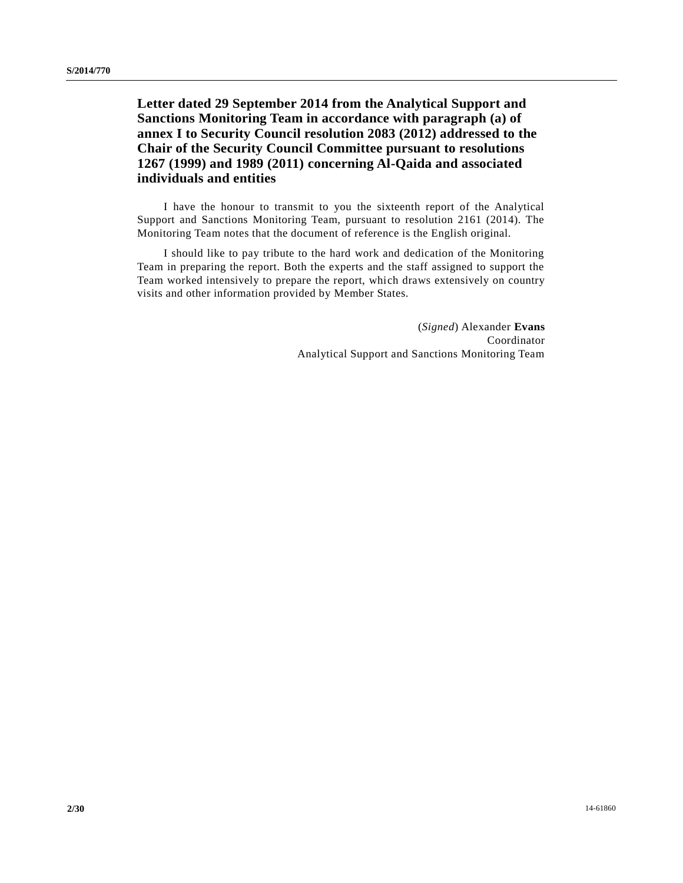# Letter dated 29 September 2014 from the Analytical Support and Sanctions Monitoring Team in accordance with paragraph (a) of annex I to Security Council resolution 2083 (2012) addressed to the Chair of the Security Council Committee pursuant to resolutions 1267 (1999) and 1989 (2011) concerning Al-Qaida and associated individuals and entities

I have the honour to transmit to you the sixteenth report of the Analytical Support and Sanctions Monitoring Team, pursuant to resolution 2161 (2014). The Monitoring Team notes that the document of reference is the English original.

I should like to pay tribute to the hard work and dedication of the Monitoring Team in preparing the report. Both the experts and the staff assigned to support the Team worked intensively to prepare the report, which draws extensively on country visits and other information provided by Member States.

(*Signed*) Alexander **Evans**
Coordinator
Analytical Support and Sanctions Monitoring Team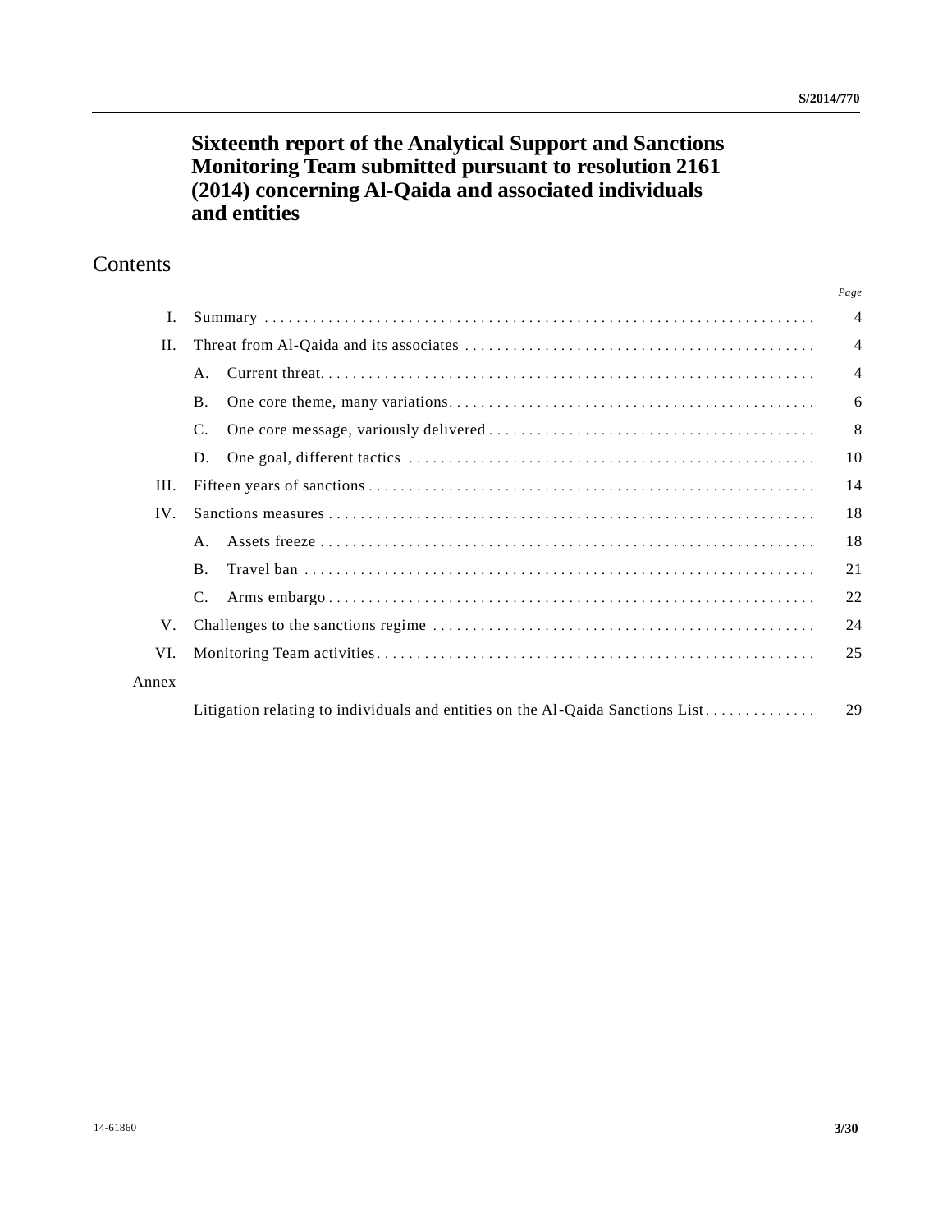# Sixteenth report of the Analytical Support and Sanctions Monitoring Team submitted pursuant to resolution 2161 (2014) concerning Al-Qaida and associated individuals and entities

## Contents

| | | *Page* |
|---|---|---|
| I. | Summary | 4 |
| II. | Threat from Al-Qaida and its associates | 4 |
| | A. Current threat | 4 |
| | B. One core theme, many variations | 6 |
| | C. One core message, variously delivered | 8 |
| | D. One goal, different tactics | 10 |
| III. | Fifteen years of sanctions | 14 |
| IV. | Sanctions measures | 18 |
| | A. Assets freeze | 18 |
| | B. Travel ban | 21 |
| | C. Arms embargo | 22 |
| V. | Challenges to the sanctions regime | 24 |
| VI. | Monitoring Team activities | 25 |
| Annex | | |
| | Litigation relating to individuals and entities on the Al-Qaida Sanctions List | 29 |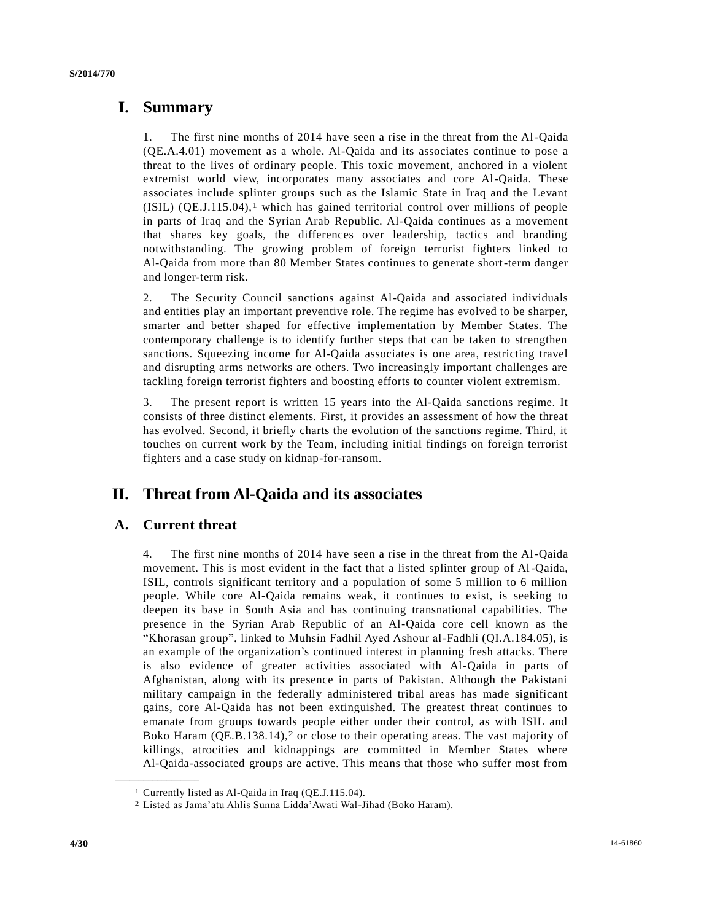# I. Summary

1. The first nine months of 2014 have seen a rise in the threat from the Al-Qaida (QE.A.4.01) movement as a whole. Al-Qaida and its associates continue to pose a threat to the lives of ordinary people. This toxic movement, anchored in a violent extremist world view, incorporates many associates and core Al-Qaida. These associates include splinter groups such as the Islamic State in Iraq and the Levant (ISIL) (QE.J.115.04),[1] which has gained territorial control over millions of people in parts of Iraq and the Syrian Arab Republic. Al-Qaida continues as a movement that shares key goals, the differences over leadership, tactics and branding notwithstanding. The growing problem of foreign terrorist fighters linked to Al-Qaida from more than 80 Member States continues to generate short-term danger and longer-term risk.

2. The Security Council sanctions against Al-Qaida and associated individuals and entities play an important preventive role. The regime has evolved to be sharper, smarter and better shaped for effective implementation by Member States. The contemporary challenge is to identify further steps that can be taken to strengthen sanctions. Squeezing income for Al-Qaida associates is one area, restricting travel and disrupting arms networks are others. Two increasingly important challenges are tackling foreign terrorist fighters and boosting efforts to counter violent extremism.

3. The present report is written 15 years into the Al-Qaida sanctions regime. It consists of three distinct elements. First, it provides an assessment of how the threat has evolved. Second, it briefly charts the evolution of the sanctions regime. Third, it touches on current work by the Team, including initial findings on foreign terrorist fighters and a case study on kidnap-for-ransom.

# II. Threat from Al-Qaida and its associates

## A. Current threat

4. The first nine months of 2014 have seen a rise in the threat from the Al-Qaida movement. This is most evident in the fact that a listed splinter group of Al-Qaida, ISIL, controls significant territory and a population of some 5 million to 6 million people. While core Al-Qaida remains weak, it continues to exist, is seeking to deepen its base in South Asia and has continuing transnational capabilities. The presence in the Syrian Arab Republic of an Al-Qaida core cell known as the "Khorasan group", linked to Muhsin Fadhil Ayed Ashour al-Fadhli (QI.A.184.05), is an example of the organization's continued interest in planning fresh attacks. There is also evidence of greater activities associated with Al-Qaida in parts of Afghanistan, along with its presence in parts of Pakistan. Although the Pakistani military campaign in the federally administered tribal areas has made significant gains, core Al-Qaida has not been extinguished. The greatest threat continues to emanate from groups towards people either under their control, as with ISIL and Boko Haram (QE.B.138.14),[2] or close to their operating areas. The vast majority of killings, atrocities and kidnappings are committed in Member States where Al-Qaida-associated groups are active. This means that those who suffer most from

---

[1] Currently listed as Al-Qaida in Iraq (QE.J.115.04).

[2] Listed as Jama'atu Ahlis Sunna Lidda'Awati Wal-Jihad (Boko Haram).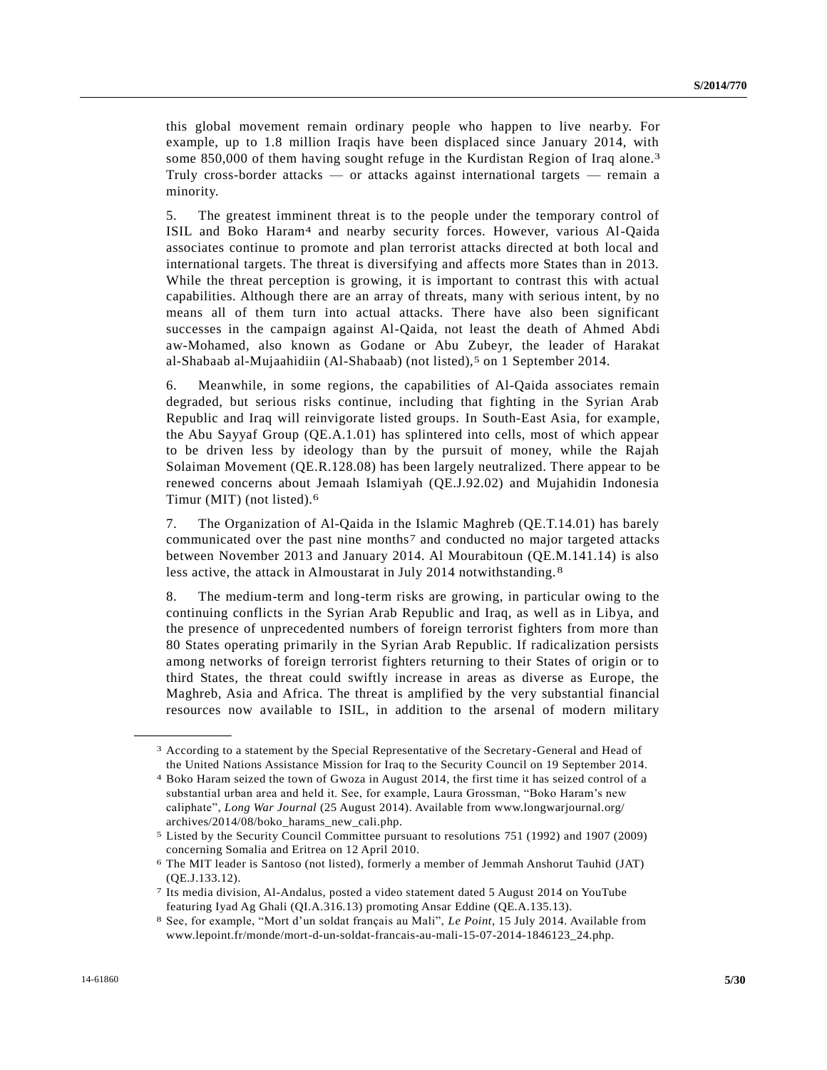this global movement remain ordinary people who happen to live nearby. For example, up to 1.8 million Iraqis have been displaced since January 2014, with some 850,000 of them having sought refuge in the Kurdistan Region of Iraq alone.[3] Truly cross-border attacks — or attacks against international targets — remain a minority.

5. The greatest imminent threat is to the people under the temporary control of ISIL and Boko Haram[4] and nearby security forces. However, various Al-Qaida associates continue to promote and plan terrorist attacks directed at both local and international targets. The threat is diversifying and affects more States than in 2013. While the threat perception is growing, it is important to contrast this with actual capabilities. Although there are an array of threats, many with serious intent, by no means all of them turn into actual attacks. There have also been significant successes in the campaign against Al-Qaida, not least the death of Ahmed Abdi aw-Mohamed, also known as Godane or Abu Zubeyr, the leader of Harakat al-Shabaab al-Mujaahidiin (Al-Shabaab) (not listed),[5] on 1 September 2014.

6. Meanwhile, in some regions, the capabilities of Al-Qaida associates remain degraded, but serious risks continue, including that fighting in the Syrian Arab Republic and Iraq will reinvigorate listed groups. In South-East Asia, for example, the Abu Sayyaf Group (QE.A.1.01) has splintered into cells, most of which appear to be driven less by ideology than by the pursuit of money, while the Rajah Solaiman Movement (QE.R.128.08) has been largely neutralized. There appear to be renewed concerns about Jemaah Islamiyah (QE.J.92.02) and Mujahidin Indonesia Timur (MIT) (not listed).[6]

7. The Organization of Al-Qaida in the Islamic Maghreb (QE.T.14.01) has barely communicated over the past nine months[7] and conducted no major targeted attacks between November 2013 and January 2014. Al Mourabitoun (QE.M.141.14) is also less active, the attack in Almoustarat in July 2014 notwithstanding.[8]

8. The medium-term and long-term risks are growing, in particular owing to the continuing conflicts in the Syrian Arab Republic and Iraq, as well as in Libya, and the presence of unprecedented numbers of foreign terrorist fighters from more than 80 States operating primarily in the Syrian Arab Republic. If radicalization persists among networks of foreign terrorist fighters returning to their States of origin or to third States, the threat could swiftly increase in areas as diverse as Europe, the Maghreb, Asia and Africa. The threat is amplified by the very substantial financial resources now available to ISIL, in addition to the arsenal of modern military

---

[3] According to a statement by the Special Representative of the Secretary-General and Head of the United Nations Assistance Mission for Iraq to the Security Council on 19 September 2014.

[4] Boko Haram seized the town of Gwoza in August 2014, the first time it has seized control of a substantial urban area and held it. See, for example, Laura Grossman, "Boko Haram's new caliphate", *Long War Journal* (25 August 2014). Available from www.longwarjournal.org/archives/2014/08/boko_harams_new_cali.php.

[5] Listed by the Security Council Committee pursuant to resolutions 751 (1992) and 1907 (2009) concerning Somalia and Eritrea on 12 April 2010.

[6] The MIT leader is Santoso (not listed), formerly a member of Jemmah Anshorut Tauhid (JAT) (QE.J.133.12).

[7] Its media division, Al-Andalus, posted a video statement dated 5 August 2014 on YouTube featuring Iyad Ag Ghali (QI.A.316.13) promoting Ansar Eddine (QE.A.135.13).

[8] See, for example, "Mort d'un soldat français au Mali", *Le Point*, 15 July 2014. Available from www.lepoint.fr/monde/mort-d-un-soldat-francais-au-mali-15-07-2014-1846123_24.php.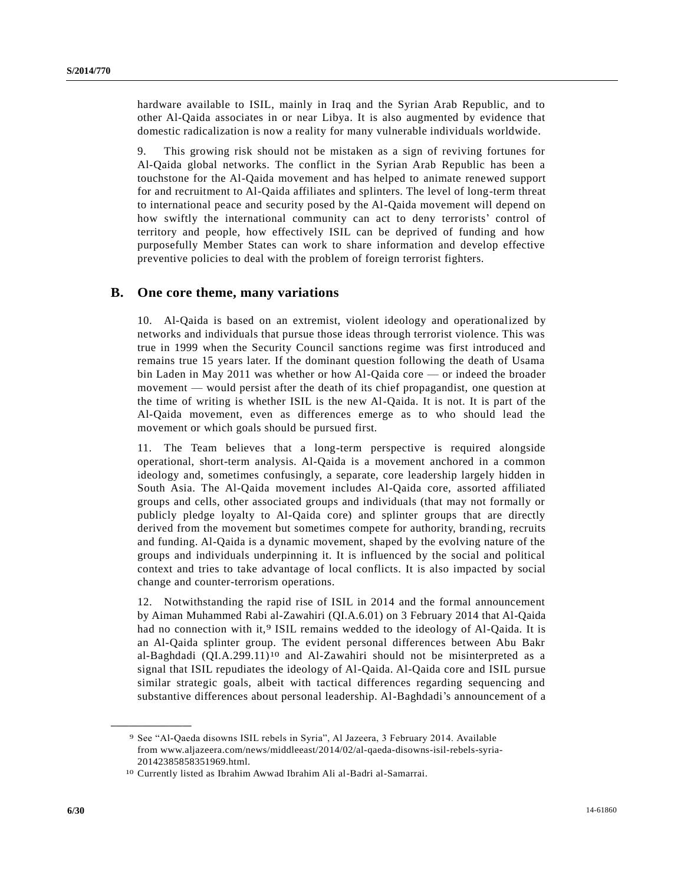hardware available to ISIL, mainly in Iraq and the Syrian Arab Republic, and to other Al-Qaida associates in or near Libya. It is also augmented by evidence that domestic radicalization is now a reality for many vulnerable individuals worldwide.

9. This growing risk should not be mistaken as a sign of reviving fortunes for Al-Qaida global networks. The conflict in the Syrian Arab Republic has been a touchstone for the Al-Qaida movement and has helped to animate renewed support for and recruitment to Al-Qaida affiliates and splinters. The level of long-term threat to international peace and security posed by the Al-Qaida movement will depend on how swiftly the international community can act to deny terrorists' control of territory and people, how effectively ISIL can be deprived of funding and how purposefully Member States can work to share information and develop effective preventive policies to deal with the problem of foreign terrorist fighters.

## B. One core theme, many variations

10. Al-Qaida is based on an extremist, violent ideology and operationalized by networks and individuals that pursue those ideas through terrorist violence. This was true in 1999 when the Security Council sanctions regime was first introduced and remains true 15 years later. If the dominant question following the death of Usama bin Laden in May 2011 was whether or how Al-Qaida core — or indeed the broader movement — would persist after the death of its chief propagandist, one question at the time of writing is whether ISIL is the new Al-Qaida. It is not. It is part of the Al-Qaida movement, even as differences emerge as to who should lead the movement or which goals should be pursued first.

11. The Team believes that a long-term perspective is required alongside operational, short-term analysis. Al-Qaida is a movement anchored in a common ideology and, sometimes confusingly, a separate, core leadership largely hidden in South Asia. The Al-Qaida movement includes Al-Qaida core, assorted affiliated groups and cells, other associated groups and individuals (that may not formally or publicly pledge loyalty to Al-Qaida core) and splinter groups that are directly derived from the movement but sometimes compete for authority, branding, recruits and funding. Al-Qaida is a dynamic movement, shaped by the evolving nature of the groups and individuals underpinning it. It is influenced by the social and political context and tries to take advantage of local conflicts. It is also impacted by social change and counter-terrorism operations.

12. Notwithstanding the rapid rise of ISIL in 2014 and the formal announcement by Aiman Muhammed Rabi al-Zawahiri (QI.A.6.01) on 3 February 2014 that Al-Qaida had no connection with it,[9] ISIL remains wedded to the ideology of Al-Qaida. It is an Al-Qaida splinter group. The evident personal differences between Abu Bakr al-Baghdadi (QI.A.299.11)[10] and Al-Zawahiri should not be misinterpreted as a signal that ISIL repudiates the ideology of Al-Qaida. Al-Qaida core and ISIL pursue similar strategic goals, albeit with tactical differences regarding sequencing and substantive differences about personal leadership. Al-Baghdadi's announcement of a

---

[9] See "Al-Qaeda disowns ISIL rebels in Syria", Al Jazeera, 3 February 2014. Available from www.aljazeera.com/news/middleeast/2014/02/al-qaeda-disowns-isil-rebels-syria-20142385858351969.html.

[10] Currently listed as Ibrahim Awwad Ibrahim Ali al-Badri al-Samarrai.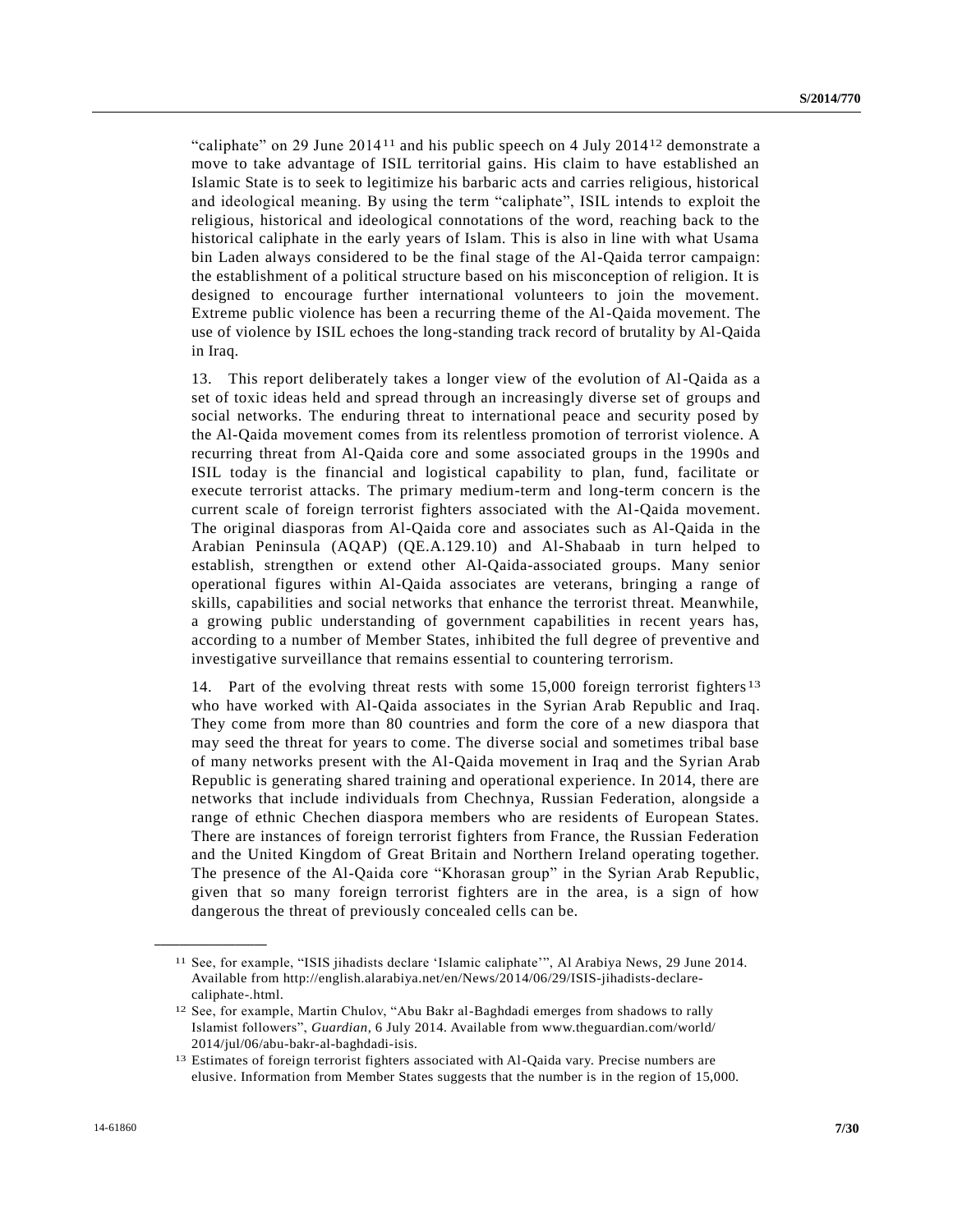"caliphate" on 29 June 2014[11] and his public speech on 4 July 2014[12] demonstrate a move to take advantage of ISIL territorial gains. His claim to have established an Islamic State is to seek to legitimize his barbaric acts and carries religious, historical and ideological meaning. By using the term "caliphate", ISIL intends to exploit the religious, historical and ideological connotations of the word, reaching back to the historical caliphate in the early years of Islam. This is also in line with what Usama bin Laden always considered to be the final stage of the Al-Qaida terror campaign: the establishment of a political structure based on his misconception of religion. It is designed to encourage further international volunteers to join the movement. Extreme public violence has been a recurring theme of the Al-Qaida movement. The use of violence by ISIL echoes the long-standing track record of brutality by Al-Qaida in Iraq.

13. This report deliberately takes a longer view of the evolution of Al-Qaida as a set of toxic ideas held and spread through an increasingly diverse set of groups and social networks. The enduring threat to international peace and security posed by the Al-Qaida movement comes from its relentless promotion of terrorist violence. A recurring threat from Al-Qaida core and some associated groups in the 1990s and ISIL today is the financial and logistical capability to plan, fund, facilitate or execute terrorist attacks. The primary medium-term and long-term concern is the current scale of foreign terrorist fighters associated with the Al-Qaida movement. The original diasporas from Al-Qaida core and associates such as Al-Qaida in the Arabian Peninsula (AQAP) (QE.A.129.10) and Al-Shabaab in turn helped to establish, strengthen or extend other Al-Qaida-associated groups. Many senior operational figures within Al-Qaida associates are veterans, bringing a range of skills, capabilities and social networks that enhance the terrorist threat. Meanwhile, a growing public understanding of government capabilities in recent years has, according to a number of Member States, inhibited the full degree of preventive and investigative surveillance that remains essential to countering terrorism.

14. Part of the evolving threat rests with some 15,000 foreign terrorist fighters[13] who have worked with Al-Qaida associates in the Syrian Arab Republic and Iraq. They come from more than 80 countries and form the core of a new diaspora that may seed the threat for years to come. The diverse social and sometimes tribal base of many networks present with the Al-Qaida movement in Iraq and the Syrian Arab Republic is generating shared training and operational experience. In 2014, there are networks that include individuals from Chechnya, Russian Federation, alongside a range of ethnic Chechen diaspora members who are residents of European States. There are instances of foreign terrorist fighters from France, the Russian Federation and the United Kingdom of Great Britain and Northern Ireland operating together. The presence of the Al-Qaida core "Khorasan group" in the Syrian Arab Republic, given that so many foreign terrorist fighters are in the area, is a sign of how dangerous the threat of previously concealed cells can be.

---

[11] See, for example, "ISIS jihadists declare 'Islamic caliphate'", Al Arabiya News, 29 June 2014. Available from http://english.alarabiya.net/en/News/2014/06/29/ISIS-jihadists-declare-caliphate-.html.

[12] See, for example, Martin Chulov, "Abu Bakr al-Baghdadi emerges from shadows to rally Islamist followers", *Guardian*, 6 July 2014. Available from www.theguardian.com/world/2014/jul/06/abu-bakr-al-baghdadi-isis.

[13] Estimates of foreign terrorist fighters associated with Al-Qaida vary. Precise numbers are elusive. Information from Member States suggests that the number is in the region of 15,000.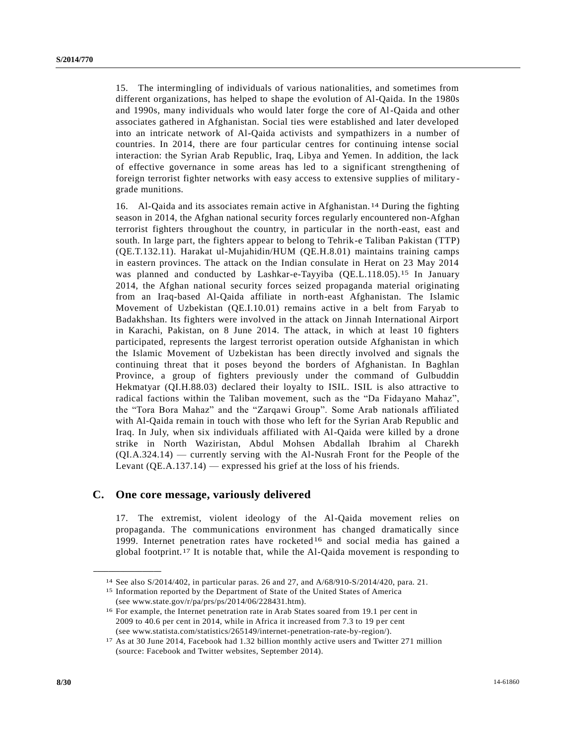15. The intermingling of individuals of various nationalities, and sometimes from different organizations, has helped to shape the evolution of Al-Qaida. In the 1980s and 1990s, many individuals who would later forge the core of Al-Qaida and other associates gathered in Afghanistan. Social ties were established and later developed into an intricate network of Al-Qaida activists and sympathizers in a number of countries. In 2014, there are four particular centres for continuing intense social interaction: the Syrian Arab Republic, Iraq, Libya and Yemen. In addition, the lack of effective governance in some areas has led to a significant strengthening of foreign terrorist fighter networks with easy access to extensive supplies of military-grade munitions.

16. Al-Qaida and its associates remain active in Afghanistan.[14] During the fighting season in 2014, the Afghan national security forces regularly encountered non-Afghan terrorist fighters throughout the country, in particular in the north-east, east and south. In large part, the fighters appear to belong to Tehrik-e Taliban Pakistan (TTP) (QE.T.132.11). Harakat ul-Mujahidin/HUM (QE.H.8.01) maintains training camps in eastern provinces. The attack on the Indian consulate in Herat on 23 May 2014 was planned and conducted by Lashkar-e-Tayyiba (QE.L.118.05).[15] In January 2014, the Afghan national security forces seized propaganda material originating from an Iraq-based Al-Qaida affiliate in north-east Afghanistan. The Islamic Movement of Uzbekistan (QE.I.10.01) remains active in a belt from Faryab to Badakhshan. Its fighters were involved in the attack on Jinnah International Airport in Karachi, Pakistan, on 8 June 2014. The attack, in which at least 10 fighters participated, represents the largest terrorist operation outside Afghanistan in which the Islamic Movement of Uzbekistan has been directly involved and signals the continuing threat that it poses beyond the borders of Afghanistan. In Baghlan Province, a group of fighters previously under the command of Gulbuddin Hekmatyar (QI.H.88.03) declared their loyalty to ISIL. ISIL is also attractive to radical factions within the Taliban movement, such as the "Da Fidayano Mahaz", the "Tora Bora Mahaz" and the "Zarqawi Group". Some Arab nationals affiliated with Al-Qaida remain in touch with those who left for the Syrian Arab Republic and Iraq. In July, when six individuals affiliated with Al-Qaida were killed by a drone strike in North Waziristan, Abdul Mohsen Abdallah Ibrahim al Charekh (QI.A.324.14) — currently serving with the Al-Nusrah Front for the People of the Levant (QE.A.137.14) — expressed his grief at the loss of his friends.

## C. One core message, variously delivered

17. The extremist, violent ideology of the Al-Qaida movement relies on propaganda. The communications environment has changed dramatically since 1999. Internet penetration rates have rocketed[16] and social media has gained a global footprint.[17] It is notable that, while the Al-Qaida movement is responding to

---

[14] See also S/2014/402, in particular paras. 26 and 27, and A/68/910-S/2014/420, para. 21.

[15] Information reported by the Department of State of the United States of America (see www.state.gov/r/pa/prs/ps/2014/06/228431.htm).

[16] For example, the Internet penetration rate in Arab States soared from 19.1 per cent in 2009 to 40.6 per cent in 2014, while in Africa it increased from 7.3 to 19 per cent (see www.statista.com/statistics/265149/internet-penetration-rate-by-region/).

[17] As at 30 June 2014, Facebook had 1.32 billion monthly active users and Twitter 271 million (source: Facebook and Twitter websites, September 2014).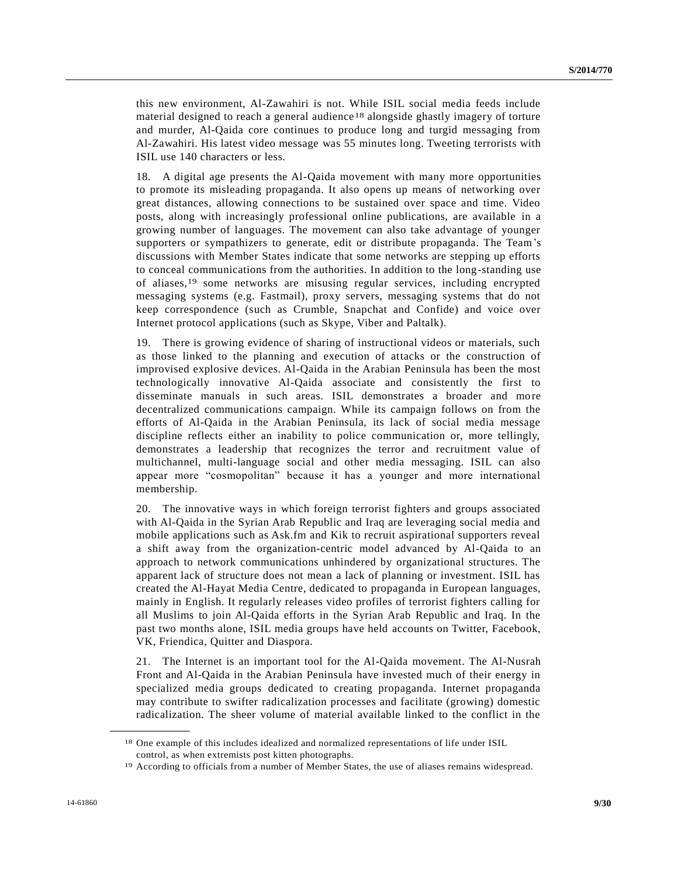this new environment, Al-Zawahiri is not. While ISIL social media feeds include material designed to reach a general audience[18] alongside ghastly imagery of torture and murder, Al-Qaida core continues to produce long and turgid messaging from Al-Zawahiri. His latest video message was 55 minutes long. Tweeting terrorists with ISIL use 140 characters or less.

18. A digital age presents the Al-Qaida movement with many more opportunities to promote its misleading propaganda. It also opens up means of networking over great distances, allowing connections to be sustained over space and time. Video posts, along with increasingly professional online publications, are available in a growing number of languages. The movement can also take advantage of younger supporters or sympathizers to generate, edit or distribute propaganda. The Team's discussions with Member States indicate that some networks are stepping up efforts to conceal communications from the authorities. In addition to the long-standing use of aliases,[19] some networks are misusing regular services, including encrypted messaging systems (e.g. Fastmail), proxy servers, messaging systems that do not keep correspondence (such as Crumble, Snapchat and Confide) and voice over Internet protocol applications (such as Skype, Viber and Paltalk).

19. There is growing evidence of sharing of instructional videos or materials, such as those linked to the planning and execution of attacks or the construction of improvised explosive devices. Al-Qaida in the Arabian Peninsula has been the most technologically innovative Al-Qaida associate and consistently the first to disseminate manuals in such areas. ISIL demonstrates a broader and more decentralized communications campaign. While its campaign follows on from the efforts of Al-Qaida in the Arabian Peninsula, its lack of social media message discipline reflects either an inability to police communication or, more tellingly, demonstrates a leadership that recognizes the terror and recruitment value of multichannel, multi-language social and other media messaging. ISIL can also appear more "cosmopolitan" because it has a younger and more international membership.

20. The innovative ways in which foreign terrorist fighters and groups associated with Al-Qaida in the Syrian Arab Republic and Iraq are leveraging social media and mobile applications such as Ask.fm and Kik to recruit aspirational supporters reveal a shift away from the organization-centric model advanced by Al-Qaida to an approach to network communications unhindered by organizational structures. The apparent lack of structure does not mean a lack of planning or investment. ISIL has created the Al-Hayat Media Centre, dedicated to propaganda in European languages, mainly in English. It regularly releases video profiles of terrorist fighters calling for all Muslims to join Al-Qaida efforts in the Syrian Arab Republic and Iraq. In the past two months alone, ISIL media groups have held accounts on Twitter, Facebook, VK, Friendica, Quitter and Diaspora.

21. The Internet is an important tool for the Al-Qaida movement. The Al-Nusrah Front and Al-Qaida in the Arabian Peninsula have invested much of their energy in specialized media groups dedicated to creating propaganda. Internet propaganda may contribute to swifter radicalization processes and facilitate (growing) domestic radicalization. The sheer volume of material available linked to the conflict in the

---

[18] One example of this includes idealized and normalized representations of life under ISIL control, as when extremists post kitten photographs.

[19] According to officials from a number of Member States, the use of aliases remains widespread.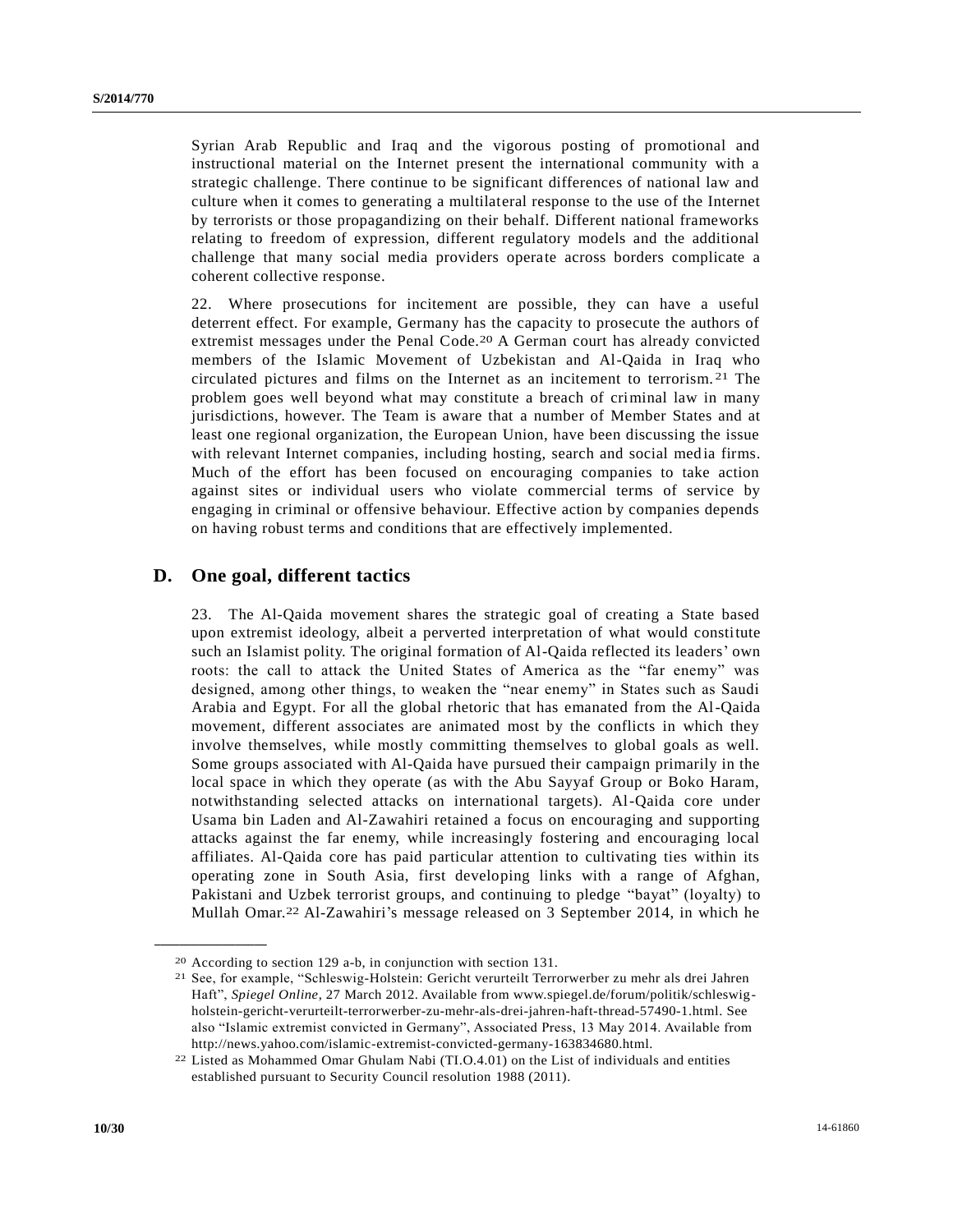Syrian Arab Republic and Iraq and the vigorous posting of promotional and instructional material on the Internet present the international community with a strategic challenge. There continue to be significant differences of national law and culture when it comes to generating a multilateral response to the use of the Internet by terrorists or those propagandizing on their behalf. Different national frameworks relating to freedom of expression, different regulatory models and the additional challenge that many social media providers operate across borders complicate a coherent collective response.

22. Where prosecutions for incitement are possible, they can have a useful deterrent effect. For example, Germany has the capacity to prosecute the authors of extremist messages under the Penal Code.[20] A German court has already convicted members of the Islamic Movement of Uzbekistan and Al-Qaida in Iraq who circulated pictures and films on the Internet as an incitement to terrorism.[21] The problem goes well beyond what may constitute a breach of criminal law in many jurisdictions, however. The Team is aware that a number of Member States and at least one regional organization, the European Union, have been discussing the issue with relevant Internet companies, including hosting, search and social media firms. Much of the effort has been focused on encouraging companies to take action against sites or individual users who violate commercial terms of service by engaging in criminal or offensive behaviour. Effective action by companies depends on having robust terms and conditions that are effectively implemented.

## D. One goal, different tactics

23. The Al-Qaida movement shares the strategic goal of creating a State based upon extremist ideology, albeit a perverted interpretation of what would constitute such an Islamist polity. The original formation of Al-Qaida reflected its leaders' own roots: the call to attack the United States of America as the "far enemy" was designed, among other things, to weaken the "near enemy" in States such as Saudi Arabia and Egypt. For all the global rhetoric that has emanated from the Al-Qaida movement, different associates are animated most by the conflicts in which they involve themselves, while mostly committing themselves to global goals as well. Some groups associated with Al-Qaida have pursued their campaign primarily in the local space in which they operate (as with the Abu Sayyaf Group or Boko Haram, notwithstanding selected attacks on international targets). Al-Qaida core under Usama bin Laden and Al-Zawahiri retained a focus on encouraging and supporting attacks against the far enemy, while increasingly fostering and encouraging local affiliates. Al-Qaida core has paid particular attention to cultivating ties within its operating zone in South Asia, first developing links with a range of Afghan, Pakistani and Uzbek terrorist groups, and continuing to pledge "bayat" (loyalty) to Mullah Omar.[22] Al-Zawahiri's message released on 3 September 2014, in which he

---

[20] According to section 129 a-b, in conjunction with section 131.

[21] See, for example, "Schleswig-Holstein: Gericht verurteilt Terrorwerber zu mehr als drei Jahren Haft", *Spiegel Online*, 27 March 2012. Available from www.spiegel.de/forum/politik/schleswig-holstein-gericht-verurteilt-terrorwerber-zu-mehr-als-drei-jahren-haft-thread-57490-1.html. See also "Islamic extremist convicted in Germany", Associated Press, 13 May 2014. Available from http://news.yahoo.com/islamic-extremist-convicted-germany-163834680.html.

[22] Listed as Mohammed Omar Ghulam Nabi (TI.O.4.01) on the List of individuals and entities established pursuant to Security Council resolution 1988 (2011).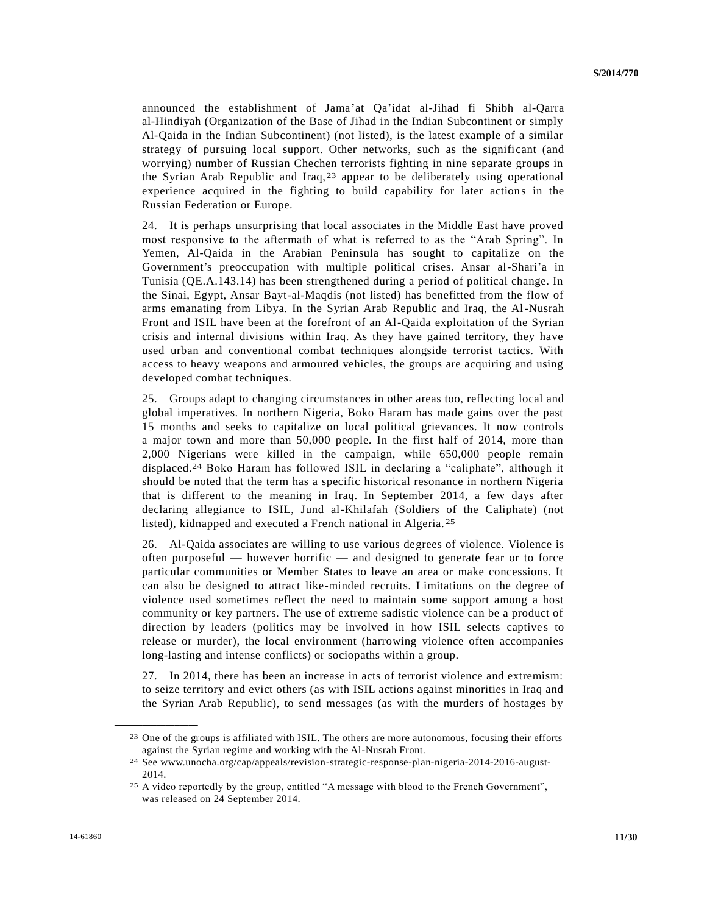announced the establishment of Jama'at Qa'idat al-Jihad fi Shibh al-Qarra al-Hindiyah (Organization of the Base of Jihad in the Indian Subcontinent or simply Al-Qaida in the Indian Subcontinent) (not listed), is the latest example of a similar strategy of pursuing local support. Other networks, such as the significant (and worrying) number of Russian Chechen terrorists fighting in nine separate groups in the Syrian Arab Republic and Iraq,[23] appear to be deliberately using operational experience acquired in the fighting to build capability for later actions in the Russian Federation or Europe.

24. It is perhaps unsurprising that local associates in the Middle East have proved most responsive to the aftermath of what is referred to as the "Arab Spring". In Yemen, Al-Qaida in the Arabian Peninsula has sought to capitalize on the Government's preoccupation with multiple political crises. Ansar al-Shari'a in Tunisia (QE.A.143.14) has been strengthened during a period of political change. In the Sinai, Egypt, Ansar Bayt-al-Maqdis (not listed) has benefitted from the flow of arms emanating from Libya. In the Syrian Arab Republic and Iraq, the Al-Nusrah Front and ISIL have been at the forefront of an Al-Qaida exploitation of the Syrian crisis and internal divisions within Iraq. As they have gained territory, they have used urban and conventional combat techniques alongside terrorist tactics. With access to heavy weapons and armoured vehicles, the groups are acquiring and using developed combat techniques.

25. Groups adapt to changing circumstances in other areas too, reflecting local and global imperatives. In northern Nigeria, Boko Haram has made gains over the past 15 months and seeks to capitalize on local political grievances. It now controls a major town and more than 50,000 people. In the first half of 2014, more than 2,000 Nigerians were killed in the campaign, while 650,000 people remain displaced.[24] Boko Haram has followed ISIL in declaring a "caliphate", although it should be noted that the term has a specific historical resonance in northern Nigeria that is different to the meaning in Iraq. In September 2014, a few days after declaring allegiance to ISIL, Jund al-Khilafah (Soldiers of the Caliphate) (not listed), kidnapped and executed a French national in Algeria.[25]

26. Al-Qaida associates are willing to use various degrees of violence. Violence is often purposeful — however horrific — and designed to generate fear or to force particular communities or Member States to leave an area or make concessions. It can also be designed to attract like-minded recruits. Limitations on the degree of violence used sometimes reflect the need to maintain some support among a host community or key partners. The use of extreme sadistic violence can be a product of direction by leaders (politics may be involved in how ISIL selects captives to release or murder), the local environment (harrowing violence often accompanies long-lasting and intense conflicts) or sociopaths within a group.

27. In 2014, there has been an increase in acts of terrorist violence and extremism: to seize territory and evict others (as with ISIL actions against minorities in Iraq and the Syrian Arab Republic), to send messages (as with the murders of hostages by

---

[23] One of the groups is affiliated with ISIL. The others are more autonomous, focusing their efforts against the Syrian regime and working with the Al-Nusrah Front.

[24] See www.unocha.org/cap/appeals/revision-strategic-response-plan-nigeria-2014-2016-august-2014.

[25] A video reportedly by the group, entitled "A message with blood to the French Government", was released on 24 September 2014.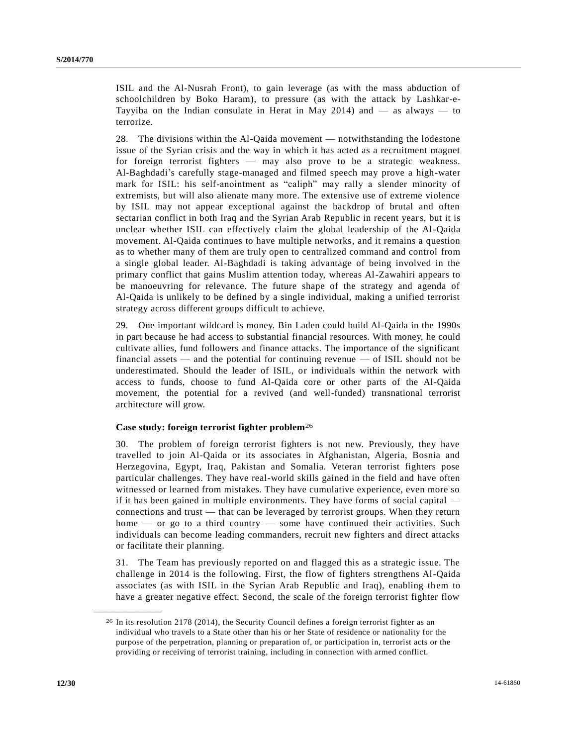ISIL and the Al-Nusrah Front), to gain leverage (as with the mass abduction of schoolchildren by Boko Haram), to pressure (as with the attack by Lashkar-e-Tayyiba on the Indian consulate in Herat in May 2014) and — as always — to terrorize.

28. The divisions within the Al-Qaida movement — notwithstanding the lodestone issue of the Syrian crisis and the way in which it has acted as a recruitment magnet for foreign terrorist fighters — may also prove to be a strategic weakness. Al-Baghdadi's carefully stage-managed and filmed speech may prove a high-water mark for ISIL: his self-anointment as "caliph" may rally a slender minority of extremists, but will also alienate many more. The extensive use of extreme violence by ISIL may not appear exceptional against the backdrop of brutal and often sectarian conflict in both Iraq and the Syrian Arab Republic in recent years, but it is unclear whether ISIL can effectively claim the global leadership of the Al-Qaida movement. Al-Qaida continues to have multiple networks, and it remains a question as to whether many of them are truly open to centralized command and control from a single global leader. Al-Baghdadi is taking advantage of being involved in the primary conflict that gains Muslim attention today, whereas Al-Zawahiri appears to be manoeuvring for relevance. The future shape of the strategy and agenda of Al-Qaida is unlikely to be defined by a single individual, making a unified terrorist strategy across different groups difficult to achieve.

29. One important wildcard is money. Bin Laden could build Al-Qaida in the 1990s in part because he had access to substantial financial resources. With money, he could cultivate allies, fund followers and finance attacks. The importance of the significant financial assets — and the potential for continuing revenue — of ISIL should not be underestimated. Should the leader of ISIL, or individuals within the network with access to funds, choose to fund Al-Qaida core or other parts of the Al-Qaida movement, the potential for a revived (and well-funded) transnational terrorist architecture will grow.

### Case study: foreign terrorist fighter problem[26]

30. The problem of foreign terrorist fighters is not new. Previously, they have travelled to join Al-Qaida or its associates in Afghanistan, Algeria, Bosnia and Herzegovina, Egypt, Iraq, Pakistan and Somalia. Veteran terrorist fighters pose particular challenges. They have real-world skills gained in the field and have often witnessed or learned from mistakes. They have cumulative experience, even more so if it has been gained in multiple environments. They have forms of social capital — connections and trust — that can be leveraged by terrorist groups. When they return home — or go to a third country — some have continued their activities. Such individuals can become leading commanders, recruit new fighters and direct attacks or facilitate their planning.

31. The Team has previously reported on and flagged this as a strategic issue. The challenge in 2014 is the following. First, the flow of fighters strengthens Al-Qaida associates (as with ISIL in the Syrian Arab Republic and Iraq), enabling them to have a greater negative effect. Second, the scale of the foreign terrorist fighter flow

---

[26] In its resolution 2178 (2014), the Security Council defines a foreign terrorist fighter as an individual who travels to a State other than his or her State of residence or nationality for the purpose of the perpetration, planning or preparation of, or participation in, terrorist acts or the providing or receiving of terrorist training, including in connection with armed conflict.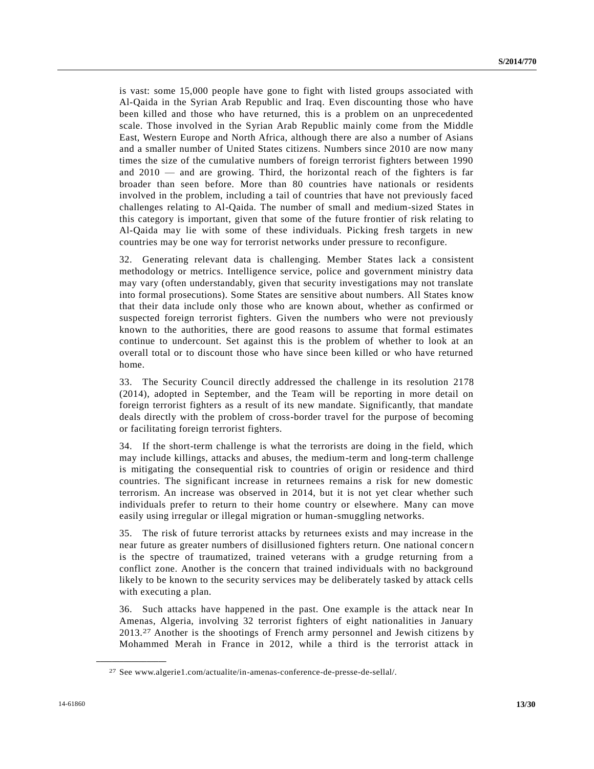is vast: some 15,000 people have gone to fight with listed groups associated with Al-Qaida in the Syrian Arab Republic and Iraq. Even discounting those who have been killed and those who have returned, this is a problem on an unprecedented scale. Those involved in the Syrian Arab Republic mainly come from the Middle East, Western Europe and North Africa, although there are also a number of Asians and a smaller number of United States citizens. Numbers since 2010 are now many times the size of the cumulative numbers of foreign terrorist fighters between 1990 and 2010 — and are growing. Third, the horizontal reach of the fighters is far broader than seen before. More than 80 countries have nationals or residents involved in the problem, including a tail of countries that have not previously faced challenges relating to Al-Qaida. The number of small and medium-sized States in this category is important, given that some of the future frontier of risk relating to Al-Qaida may lie with some of these individuals. Picking fresh targets in new countries may be one way for terrorist networks under pressure to reconfigure.

32. Generating relevant data is challenging. Member States lack a consistent methodology or metrics. Intelligence service, police and government ministry data may vary (often understandably, given that security investigations may not translate into formal prosecutions). Some States are sensitive about numbers. All States know that their data include only those who are known about, whether as confirmed or suspected foreign terrorist fighters. Given the numbers who were not previously known to the authorities, there are good reasons to assume that formal estimates continue to undercount. Set against this is the problem of whether to look at an overall total or to discount those who have since been killed or who have returned home.

33. The Security Council directly addressed the challenge in its resolution 2178 (2014), adopted in September, and the Team will be reporting in more detail on foreign terrorist fighters as a result of its new mandate. Significantly, that mandate deals directly with the problem of cross-border travel for the purpose of becoming or facilitating foreign terrorist fighters.

34. If the short-term challenge is what the terrorists are doing in the field, which may include killings, attacks and abuses, the medium-term and long-term challenge is mitigating the consequential risk to countries of origin or residence and third countries. The significant increase in returnees remains a risk for new domestic terrorism. An increase was observed in 2014, but it is not yet clear whether such individuals prefer to return to their home country or elsewhere. Many can move easily using irregular or illegal migration or human-smuggling networks.

35. The risk of future terrorist attacks by returnees exists and may increase in the near future as greater numbers of disillusioned fighters return. One national concern is the spectre of traumatized, trained veterans with a grudge returning from a conflict zone. Another is the concern that trained individuals with no background likely to be known to the security services may be deliberately tasked by attack cells with executing a plan.

36. Such attacks have happened in the past. One example is the attack near In Amenas, Algeria, involving 32 terrorist fighters of eight nationalities in January 2013.[27] Another is the shootings of French army personnel and Jewish citizens by Mohammed Merah in France in 2012, while a third is the terrorist attack in

[27] See www.algerie1.com/actualite/in-amenas-conference-de-presse-de-sellal/.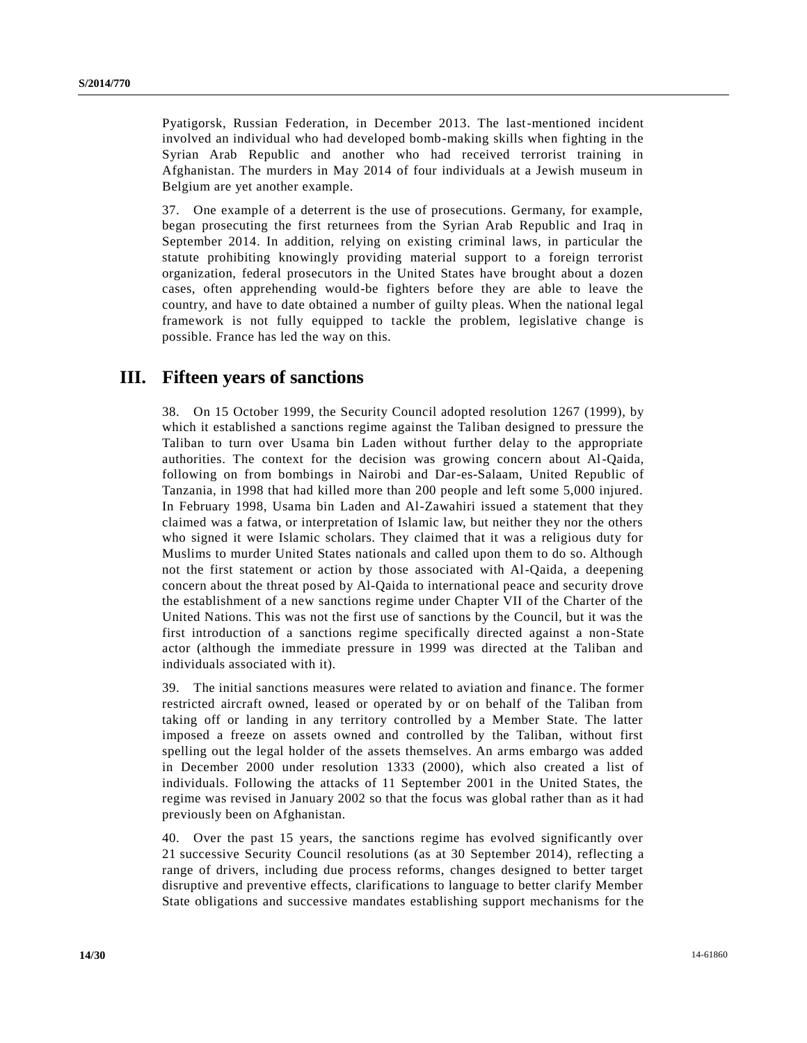Pyatigorsk, Russian Federation, in December 2013. The last-mentioned incident involved an individual who had developed bomb-making skills when fighting in the Syrian Arab Republic and another who had received terrorist training in Afghanistan. The murders in May 2014 of four individuals at a Jewish museum in Belgium are yet another example.

37. One example of a deterrent is the use of prosecutions. Germany, for example, began prosecuting the first returnees from the Syrian Arab Republic and Iraq in September 2014. In addition, relying on existing criminal laws, in particular the statute prohibiting knowingly providing material support to a foreign terrorist organization, federal prosecutors in the United States have brought about a dozen cases, often apprehending would-be fighters before they are able to leave the country, and have to date obtained a number of guilty pleas. When the national legal framework is not fully equipped to tackle the problem, legislative change is possible. France has led the way on this.

## III. Fifteen years of sanctions

38. On 15 October 1999, the Security Council adopted resolution 1267 (1999), by which it established a sanctions regime against the Taliban designed to pressure the Taliban to turn over Usama bin Laden without further delay to the appropriate authorities. The context for the decision was growing concern about Al-Qaida, following on from bombings in Nairobi and Dar-es-Salaam, United Republic of Tanzania, in 1998 that had killed more than 200 people and left some 5,000 injured. In February 1998, Usama bin Laden and Al-Zawahiri issued a statement that they claimed was a fatwa, or interpretation of Islamic law, but neither they nor the others who signed it were Islamic scholars. They claimed that it was a religious duty for Muslims to murder United States nationals and called upon them to do so. Although not the first statement or action by those associated with Al-Qaida, a deepening concern about the threat posed by Al-Qaida to international peace and security drove the establishment of a new sanctions regime under Chapter VII of the Charter of the United Nations. This was not the first use of sanctions by the Council, but it was the first introduction of a sanctions regime specifically directed against a non-State actor (although the immediate pressure in 1999 was directed at the Taliban and individuals associated with it).

39. The initial sanctions measures were related to aviation and finance. The former restricted aircraft owned, leased or operated by or on behalf of the Taliban from taking off or landing in any territory controlled by a Member State. The latter imposed a freeze on assets owned and controlled by the Taliban, without first spelling out the legal holder of the assets themselves. An arms embargo was added in December 2000 under resolution 1333 (2000), which also created a list of individuals. Following the attacks of 11 September 2001 in the United States, the regime was revised in January 2002 so that the focus was global rather than as it had previously been on Afghanistan.

40. Over the past 15 years, the sanctions regime has evolved significantly over 21 successive Security Council resolutions (as at 30 September 2014), reflecting a range of drivers, including due process reforms, changes designed to better target disruptive and preventive effects, clarifications to language to better clarify Member State obligations and successive mandates establishing support mechanisms for the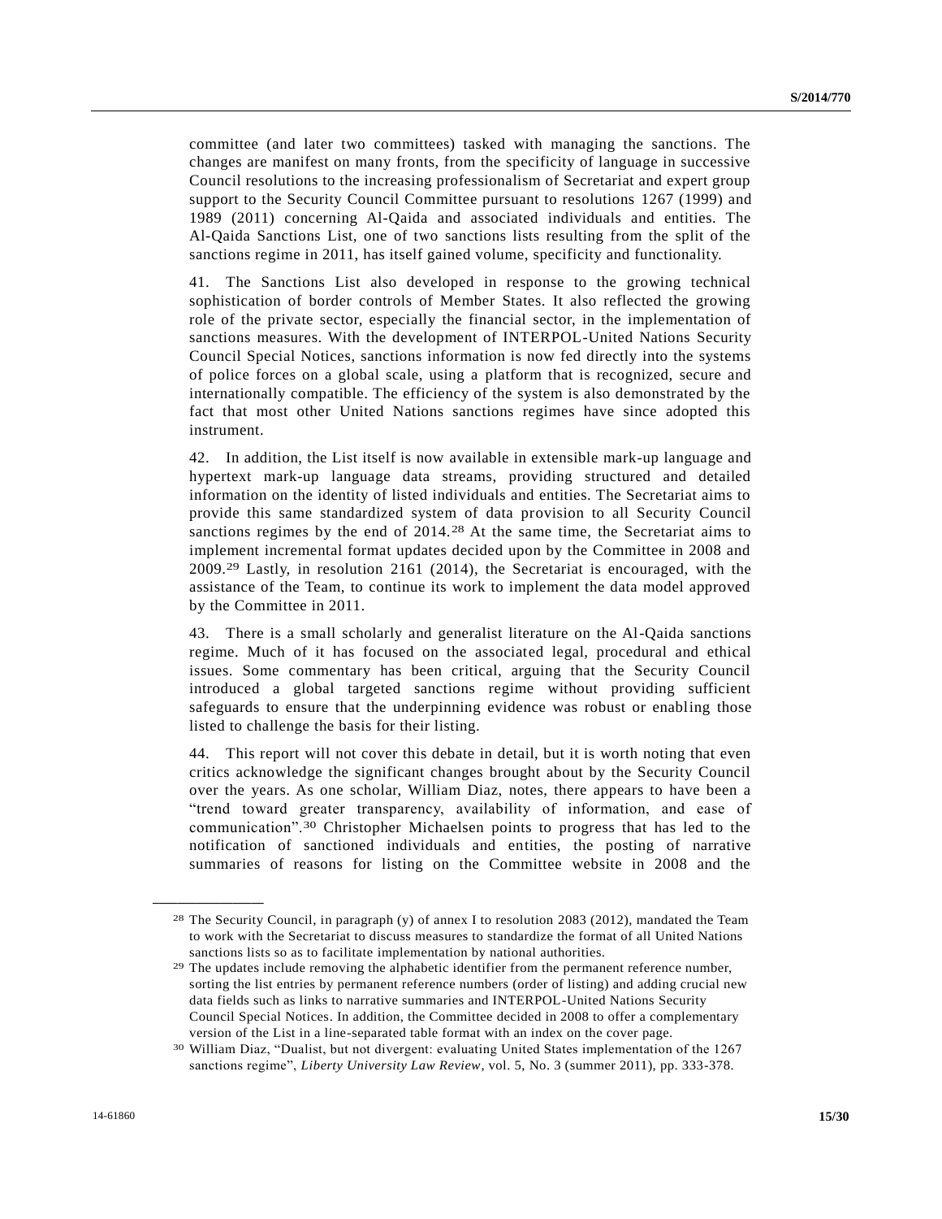committee (and later two committees) tasked with managing the sanctions. The changes are manifest on many fronts, from the specificity of language in successive Council resolutions to the increasing professionalism of Secretariat and expert group support to the Security Council Committee pursuant to resolutions 1267 (1999) and 1989 (2011) concerning Al-Qaida and associated individuals and entities. The Al-Qaida Sanctions List, one of two sanctions lists resulting from the split of the sanctions regime in 2011, has itself gained volume, specificity and functionality.

41. The Sanctions List also developed in response to the growing technical sophistication of border controls of Member States. It also reflected the growing role of the private sector, especially the financial sector, in the implementation of sanctions measures. With the development of INTERPOL-United Nations Security Council Special Notices, sanctions information is now fed directly into the systems of police forces on a global scale, using a platform that is recognized, secure and internationally compatible. The efficiency of the system is also demonstrated by the fact that most other United Nations sanctions regimes have since adopted this instrument.

42. In addition, the List itself is now available in extensible mark-up language and hypertext mark-up language data streams, providing structured and detailed information on the identity of listed individuals and entities. The Secretariat aims to provide this same standardized system of data provision to all Security Council sanctions regimes by the end of 2014.[28] At the same time, the Secretariat aims to implement incremental format updates decided upon by the Committee in 2008 and 2009.[29] Lastly, in resolution 2161 (2014), the Secretariat is encouraged, with the assistance of the Team, to continue its work to implement the data model approved by the Committee in 2011.

43. There is a small scholarly and generalist literature on the Al-Qaida sanctions regime. Much of it has focused on the associated legal, procedural and ethical issues. Some commentary has been critical, arguing that the Security Council introduced a global targeted sanctions regime without providing sufficient safeguards to ensure that the underpinning evidence was robust or enabling those listed to challenge the basis for their listing.

44. This report will not cover this debate in detail, but it is worth noting that even critics acknowledge the significant changes brought about by the Security Council over the years. As one scholar, William Diaz, notes, there appears to have been a "trend toward greater transparency, availability of information, and ease of communication".[30] Christopher Michaelsen points to progress that has led to the notification of sanctioned individuals and entities, the posting of narrative summaries of reasons for listing on the Committee website in 2008 and the

---

[28] The Security Council, in paragraph (y) of annex I to resolution 2083 (2012), mandated the Team to work with the Secretariat to discuss measures to standardize the format of all United Nations sanctions lists so as to facilitate implementation by national authorities.

[29] The updates include removing the alphabetic identifier from the permanent reference number, sorting the list entries by permanent reference numbers (order of listing) and adding crucial new data fields such as links to narrative summaries and INTERPOL-United Nations Security Council Special Notices. In addition, the Committee decided in 2008 to offer a complementary version of the List in a line-separated table format with an index on the cover page.

[30] William Diaz, "Dualist, but not divergent: evaluating United States implementation of the 1267 sanctions regime", *Liberty University Law Review*, vol. 5, No. 3 (summer 2011), pp. 333-378.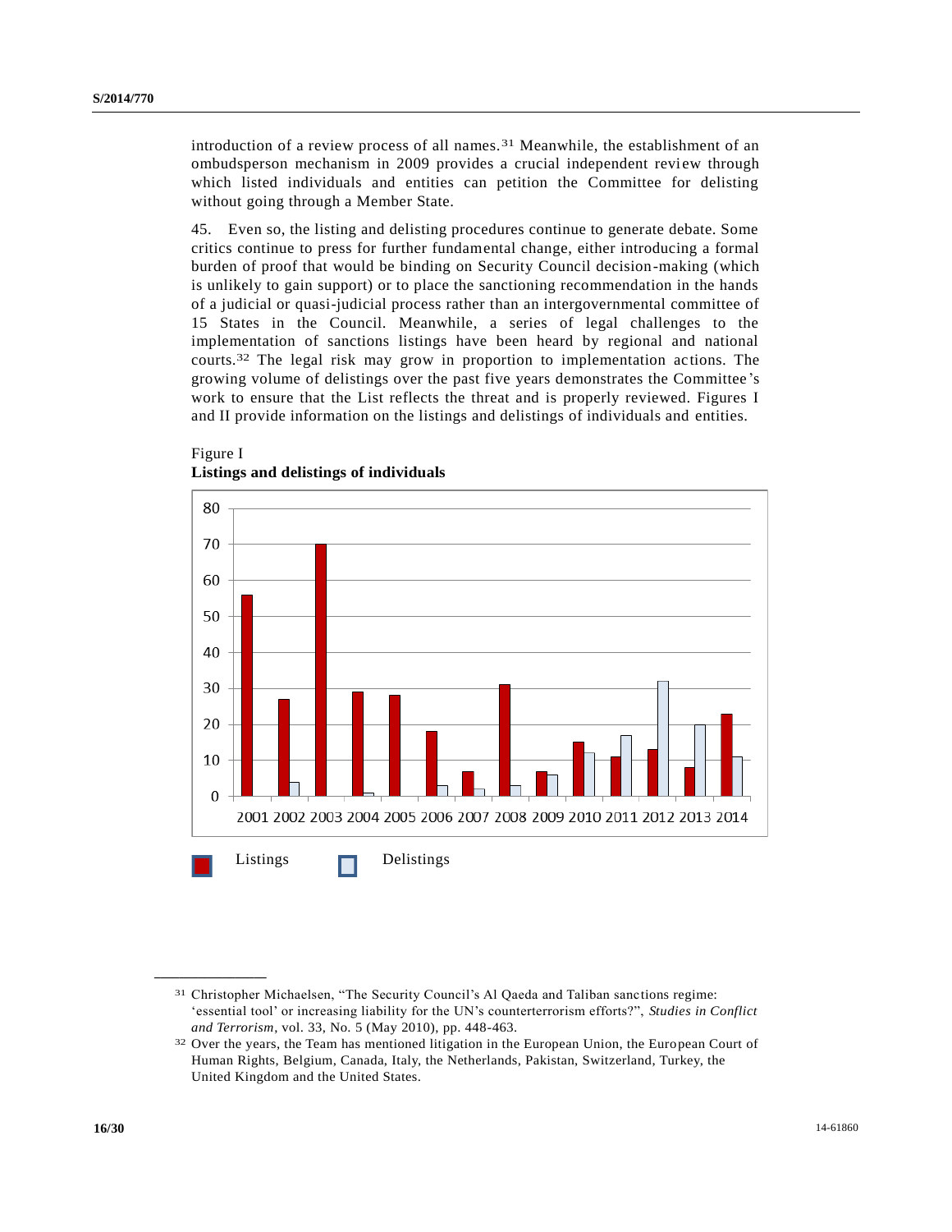introduction of a review process of all names.[31] Meanwhile, the establishment of an ombudsperson mechanism in 2009 provides a crucial independent review through which listed individuals and entities can petition the Committee for delisting without going through a Member State.

45. Even so, the listing and delisting procedures continue to generate debate. Some critics continue to press for further fundamental change, either introducing a formal burden of proof that would be binding on Security Council decision-making (which is unlikely to gain support) or to place the sanctioning recommendation in the hands of a judicial or quasi-judicial process rather than an intergovernmental committee of 15 States in the Council. Meanwhile, a series of legal challenges to the implementation of sanctions listings have been heard by regional and national courts.[32] The legal risk may grow in proportion to implementation actions. The growing volume of delistings over the past five years demonstrates the Committee's work to ensure that the List reflects the threat and is properly reviewed. Figures I and II provide information on the listings and delistings of individuals and entities.

Figure I
**Listings and delistings of individuals**

| Year | Listings | Delistings |
|---|---|---|
| 2001 | 56 | 0 |
| 2002 | 27 | 4 |
| 2003 | 70 | 0 |
| 2004 | 29 | 1 |
| 2005 | 28 | 0 |
| 2006 | 18 | 3 |
| 2007 | 7 | 2 |
| 2008 | 31 | 3 |
| 2009 | 7 | 6 |
| 2010 | 15 | 12 |
| 2011 | 11 | 17 |
| 2012 | 13 | 32 |
| 2013 | 8 | 20 |
| 2014 | 23 | 11 |

---

[31] Christopher Michaelsen, "The Security Council's Al Qaeda and Taliban sanctions regime: 'essential tool' or increasing liability for the UN's counterterrorism efforts?", *Studies in Conflict and Terrorism*, vol. 33, No. 5 (May 2010), pp. 448-463.

[32] Over the years, the Team has mentioned litigation in the European Union, the European Court of Human Rights, Belgium, Canada, Italy, the Netherlands, Pakistan, Switzerland, Turkey, the United Kingdom and the United States.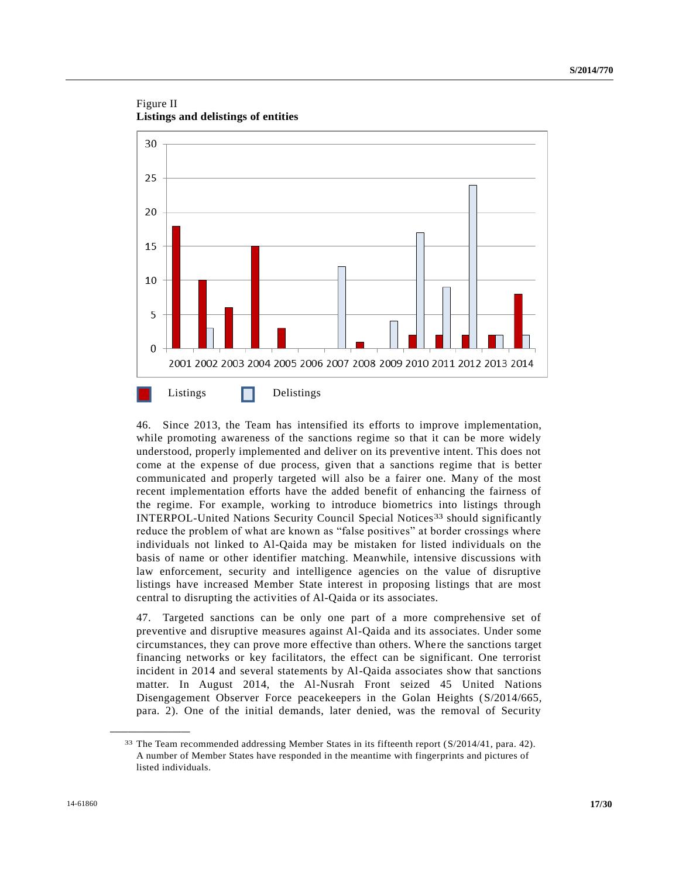Figure II
**Listings and delistings of entities**

46. Since 2013, the Team has intensified its efforts to improve implementation, while promoting awareness of the sanctions regime so that it can be more widely understood, properly implemented and deliver on its preventive intent. This does not come at the expense of due process, given that a sanctions regime that is better communicated and properly targeted will also be a fairer one. Many of the most recent implementation efforts have the added benefit of enhancing the fairness of the regime. For example, working to introduce biometrics into listings through INTERPOL-United Nations Security Council Special Notices[33] should significantly reduce the problem of what are known as "false positives" at border crossings where individuals not linked to Al-Qaida may be mistaken for listed individuals on the basis of name or other identifier matching. Meanwhile, intensive discussions with law enforcement, security and intelligence agencies on the value of disruptive listings have increased Member State interest in proposing listings that are most central to disrupting the activities of Al-Qaida or its associates.

47. Targeted sanctions can be only one part of a more comprehensive set of preventive and disruptive measures against Al-Qaida and its associates. Under some circumstances, they can prove more effective than others. Where the sanctions target financing networks or key facilitators, the effect can be significant. One terrorist incident in 2014 and several statements by Al-Qaida associates show that sanctions matter. In August 2014, the Al-Nusrah Front seized 45 United Nations Disengagement Observer Force peacekeepers in the Golan Heights (S/2014/665, para. 2). One of the initial demands, later denied, was the removal of Security

[33] The Team recommended addressing Member States in its fifteenth report (S/2014/41, para. 42). A number of Member States have responded in the meantime with fingerprints and pictures of listed individuals.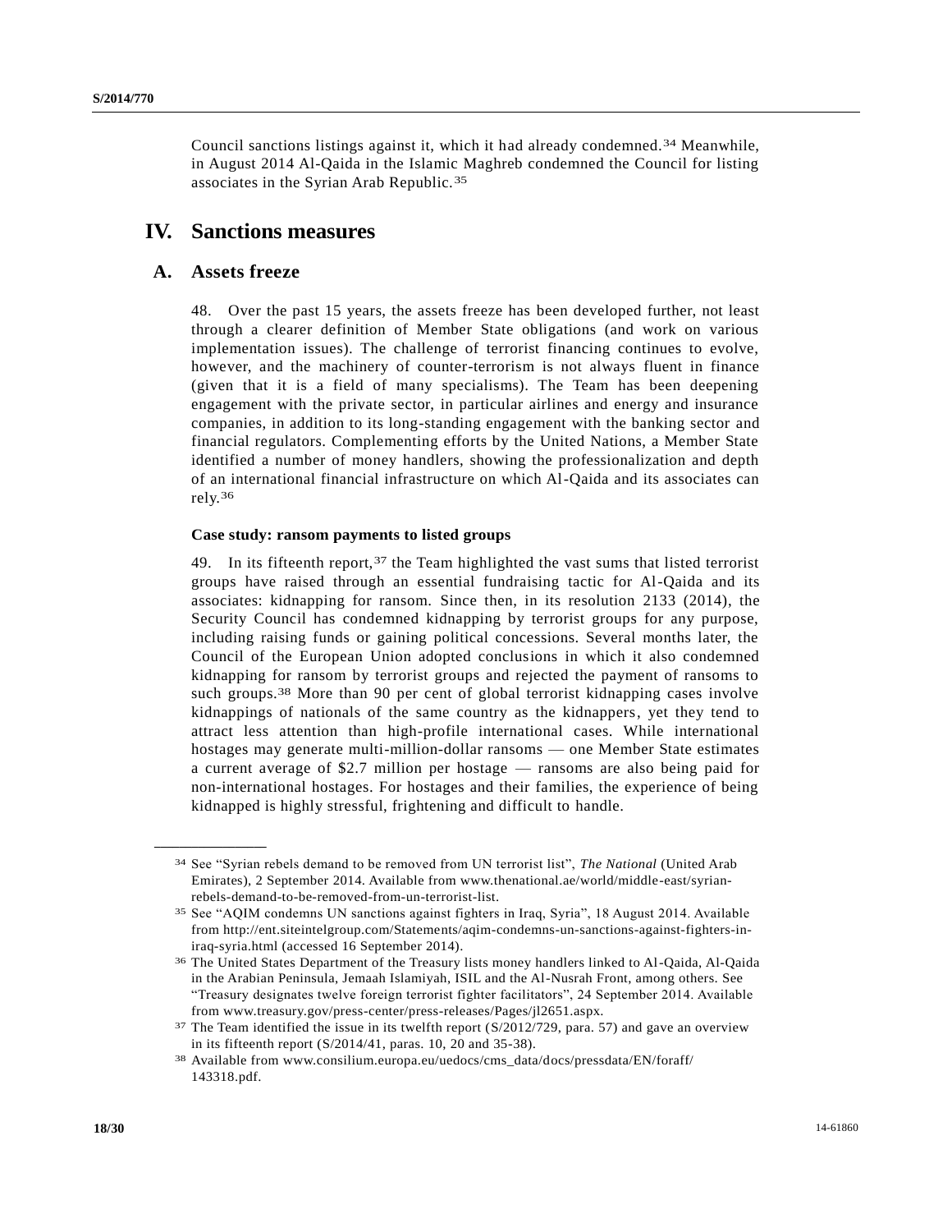Council sanctions listings against it, which it had already condemned.[34] Meanwhile, in August 2014 Al-Qaida in the Islamic Maghreb condemned the Council for listing associates in the Syrian Arab Republic.[35]

# IV. Sanctions measures

## A. Assets freeze

48. Over the past 15 years, the assets freeze has been developed further, not least through a clearer definition of Member State obligations (and work on various implementation issues). The challenge of terrorist financing continues to evolve, however, and the machinery of counter-terrorism is not always fluent in finance (given that it is a field of many specialisms). The Team has been deepening engagement with the private sector, in particular airlines and energy and insurance companies, in addition to its long-standing engagement with the banking sector and financial regulators. Complementing efforts by the United Nations, a Member State identified a number of money handlers, showing the professionalization and depth of an international financial infrastructure on which Al-Qaida and its associates can rely.[36]

### Case study: ransom payments to listed groups

49. In its fifteenth report,[37] the Team highlighted the vast sums that listed terrorist groups have raised through an essential fundraising tactic for Al-Qaida and its associates: kidnapping for ransom. Since then, in its resolution 2133 (2014), the Security Council has condemned kidnapping by terrorist groups for any purpose, including raising funds or gaining political concessions. Several months later, the Council of the European Union adopted conclusions in which it also condemned kidnapping for ransom by terrorist groups and rejected the payment of ransoms to such groups.[38] More than 90 per cent of global terrorist kidnapping cases involve kidnappings of nationals of the same country as the kidnappers, yet they tend to attract less attention than high-profile international cases. While international hostages may generate multi-million-dollar ransoms — one Member State estimates a current average of $2.7 million per hostage — ransoms are also being paid for non-international hostages. For hostages and their families, the experience of being kidnapped is highly stressful, frightening and difficult to handle.

---

[34] See "Syrian rebels demand to be removed from UN terrorist list", *The National* (United Arab Emirates), 2 September 2014. Available from www.thenational.ae/world/middle-east/syrian-rebels-demand-to-be-removed-from-un-terrorist-list.

[35] See "AQIM condemns UN sanctions against fighters in Iraq, Syria", 18 August 2014. Available from http://ent.siteintelgroup.com/Statements/aqim-condemns-un-sanctions-against-fighters-in-iraq-syria.html (accessed 16 September 2014).

[36] The United States Department of the Treasury lists money handlers linked to Al-Qaida, Al-Qaida in the Arabian Peninsula, Jemaah Islamiyah, ISIL and the Al-Nusrah Front, among others. See "Treasury designates twelve foreign terrorist fighter facilitators", 24 September 2014. Available from www.treasury.gov/press-center/press-releases/Pages/jl2651.aspx.

[37] The Team identified the issue in its twelfth report (S/2012/729, para. 57) and gave an overview in its fifteenth report (S/2014/41, paras. 10, 20 and 35-38).

[38] Available from www.consilium.europa.eu/uedocs/cms_data/docs/pressdata/EN/foraff/143318.pdf.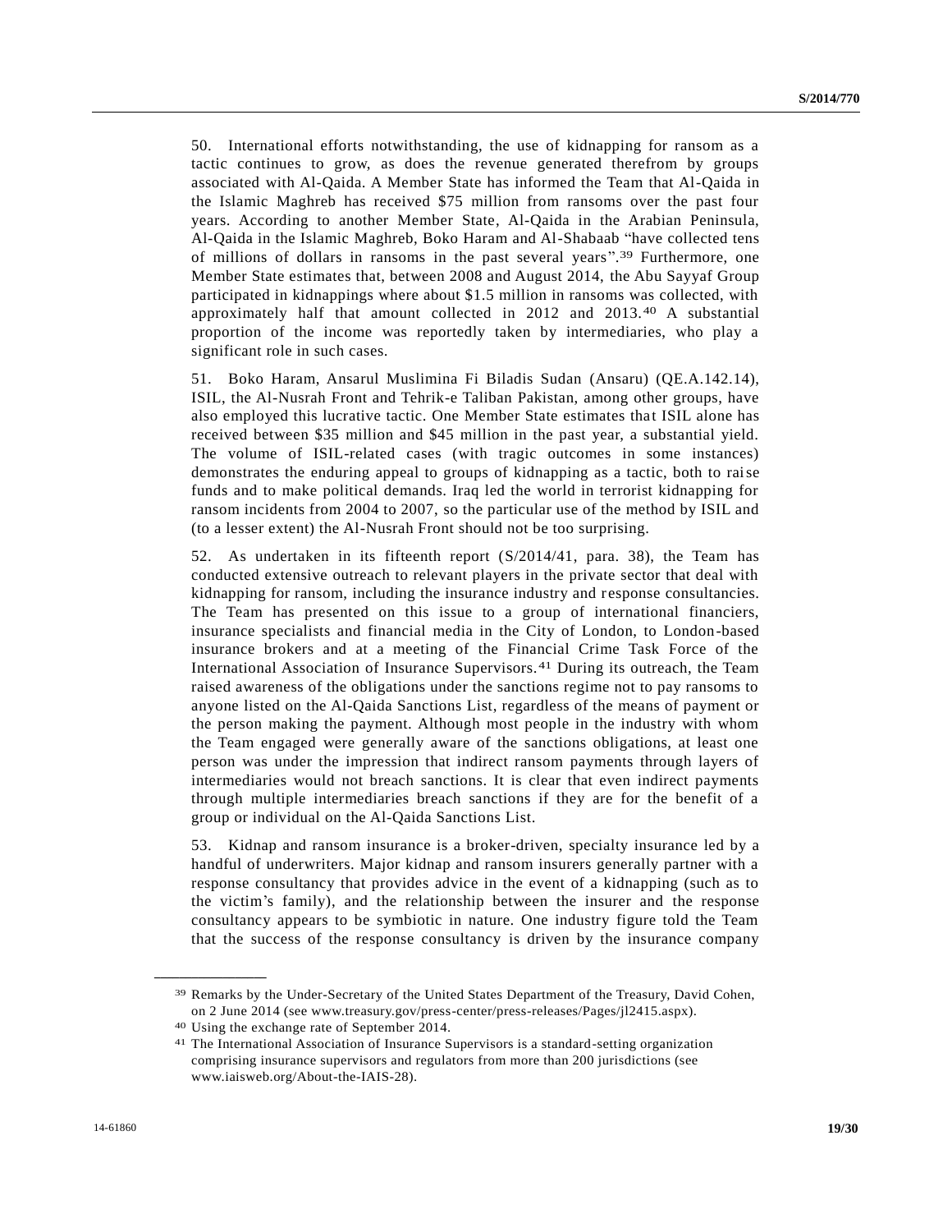50. International efforts notwithstanding, the use of kidnapping for ransom as a tactic continues to grow, as does the revenue generated therefrom by groups associated with Al-Qaida. A Member State has informed the Team that Al-Qaida in the Islamic Maghreb has received $75 million from ransoms over the past four years. According to another Member State, Al-Qaida in the Arabian Peninsula, Al-Qaida in the Islamic Maghreb, Boko Haram and Al-Shabaab "have collected tens of millions of dollars in ransoms in the past several years".[39] Furthermore, one Member State estimates that, between 2008 and August 2014, the Abu Sayyaf Group participated in kidnappings where about $1.5 million in ransoms was collected, with approximately half that amount collected in 2012 and 2013.[40] A substantial proportion of the income was reportedly taken by intermediaries, who play a significant role in such cases.

51. Boko Haram, Ansarul Muslimina Fi Biladis Sudan (Ansaru) (QE.A.142.14), ISIL, the Al-Nusrah Front and Tehrik-e Taliban Pakistan, among other groups, have also employed this lucrative tactic. One Member State estimates that ISIL alone has received between $35 million and $45 million in the past year, a substantial yield. The volume of ISIL-related cases (with tragic outcomes in some instances) demonstrates the enduring appeal to groups of kidnapping as a tactic, both to raise funds and to make political demands. Iraq led the world in terrorist kidnapping for ransom incidents from 2004 to 2007, so the particular use of the method by ISIL and (to a lesser extent) the Al-Nusrah Front should not be too surprising.

52. As undertaken in its fifteenth report (S/2014/41, para. 38), the Team has conducted extensive outreach to relevant players in the private sector that deal with kidnapping for ransom, including the insurance industry and response consultancies. The Team has presented on this issue to a group of international financiers, insurance specialists and financial media in the City of London, to London-based insurance brokers and at a meeting of the Financial Crime Task Force of the International Association of Insurance Supervisors.[41] During its outreach, the Team raised awareness of the obligations under the sanctions regime not to pay ransoms to anyone listed on the Al-Qaida Sanctions List, regardless of the means of payment or the person making the payment. Although most people in the industry with whom the Team engaged were generally aware of the sanctions obligations, at least one person was under the impression that indirect ransom payments through layers of intermediaries would not breach sanctions. It is clear that even indirect payments through multiple intermediaries breach sanctions if they are for the benefit of a group or individual on the Al-Qaida Sanctions List.

53. Kidnap and ransom insurance is a broker-driven, specialty insurance led by a handful of underwriters. Major kidnap and ransom insurers generally partner with a response consultancy that provides advice in the event of a kidnapping (such as to the victim's family), and the relationship between the insurer and the response consultancy appears to be symbiotic in nature. One industry figure told the Team that the success of the response consultancy is driven by the insurance company

---

[39] Remarks by the Under-Secretary of the United States Department of the Treasury, David Cohen, on 2 June 2014 (see www.treasury.gov/press-center/press-releases/Pages/jl2415.aspx).

[40] Using the exchange rate of September 2014.

[41] The International Association of Insurance Supervisors is a standard-setting organization comprising insurance supervisors and regulators from more than 200 jurisdictions (see www.iaisweb.org/About-the-IAIS-28).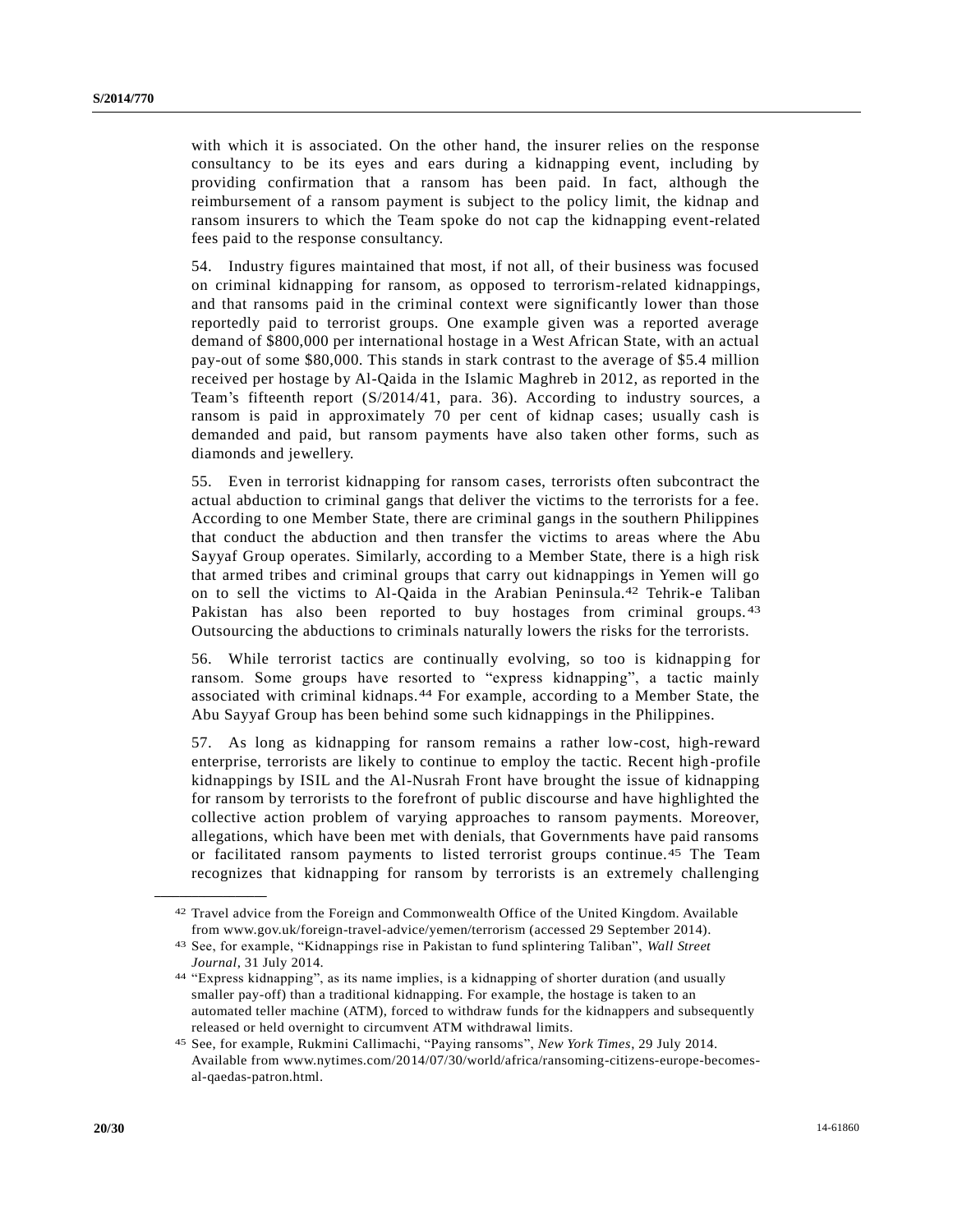with which it is associated. On the other hand, the insurer relies on the response consultancy to be its eyes and ears during a kidnapping event, including by providing confirmation that a ransom has been paid. In fact, although the reimbursement of a ransom payment is subject to the policy limit, the kidnap and ransom insurers to which the Team spoke do not cap the kidnapping event-related fees paid to the response consultancy.

54. Industry figures maintained that most, if not all, of their business was focused on criminal kidnapping for ransom, as opposed to terrorism-related kidnappings, and that ransoms paid in the criminal context were significantly lower than those reportedly paid to terrorist groups. One example given was a reported average demand of $800,000 per international hostage in a West African State, with an actual pay-out of some $80,000. This stands in stark contrast to the average of $5.4 million received per hostage by Al-Qaida in the Islamic Maghreb in 2012, as reported in the Team's fifteenth report (S/2014/41, para. 36). According to industry sources, a ransom is paid in approximately 70 per cent of kidnap cases; usually cash is demanded and paid, but ransom payments have also taken other forms, such as diamonds and jewellery.

55. Even in terrorist kidnapping for ransom cases, terrorists often subcontract the actual abduction to criminal gangs that deliver the victims to the terrorists for a fee. According to one Member State, there are criminal gangs in the southern Philippines that conduct the abduction and then transfer the victims to areas where the Abu Sayyaf Group operates. Similarly, according to a Member State, there is a high risk that armed tribes and criminal groups that carry out kidnappings in Yemen will go on to sell the victims to Al-Qaida in the Arabian Peninsula.[42] Tehrik-e Taliban Pakistan has also been reported to buy hostages from criminal groups.[43] Outsourcing the abductions to criminals naturally lowers the risks for the terrorists.

56. While terrorist tactics are continually evolving, so too is kidnapping for ransom. Some groups have resorted to "express kidnapping", a tactic mainly associated with criminal kidnaps.[44] For example, according to a Member State, the Abu Sayyaf Group has been behind some such kidnappings in the Philippines.

57. As long as kidnapping for ransom remains a rather low-cost, high-reward enterprise, terrorists are likely to continue to employ the tactic. Recent high-profile kidnappings by ISIL and the Al-Nusrah Front have brought the issue of kidnapping for ransom by terrorists to the forefront of public discourse and have highlighted the collective action problem of varying approaches to ransom payments. Moreover, allegations, which have been met with denials, that Governments have paid ransoms or facilitated ransom payments to listed terrorist groups continue.[45] The Team recognizes that kidnapping for ransom by terrorists is an extremely challenging

---

[42] Travel advice from the Foreign and Commonwealth Office of the United Kingdom. Available from www.gov.uk/foreign-travel-advice/yemen/terrorism (accessed 29 September 2014).

[43] See, for example, "Kidnappings rise in Pakistan to fund splintering Taliban", *Wall Street Journal*, 31 July 2014.

[44] "Express kidnapping", as its name implies, is a kidnapping of shorter duration (and usually smaller pay-off) than a traditional kidnapping. For example, the hostage is taken to an automated teller machine (ATM), forced to withdraw funds for the kidnappers and subsequently released or held overnight to circumvent ATM withdrawal limits.

[45] See, for example, Rukmini Callimachi, "Paying ransoms", *New York Times*, 29 July 2014. Available from www.nytimes.com/2014/07/30/world/africa/ransoming-citizens-europe-becomes-al-qaedas-patron.html.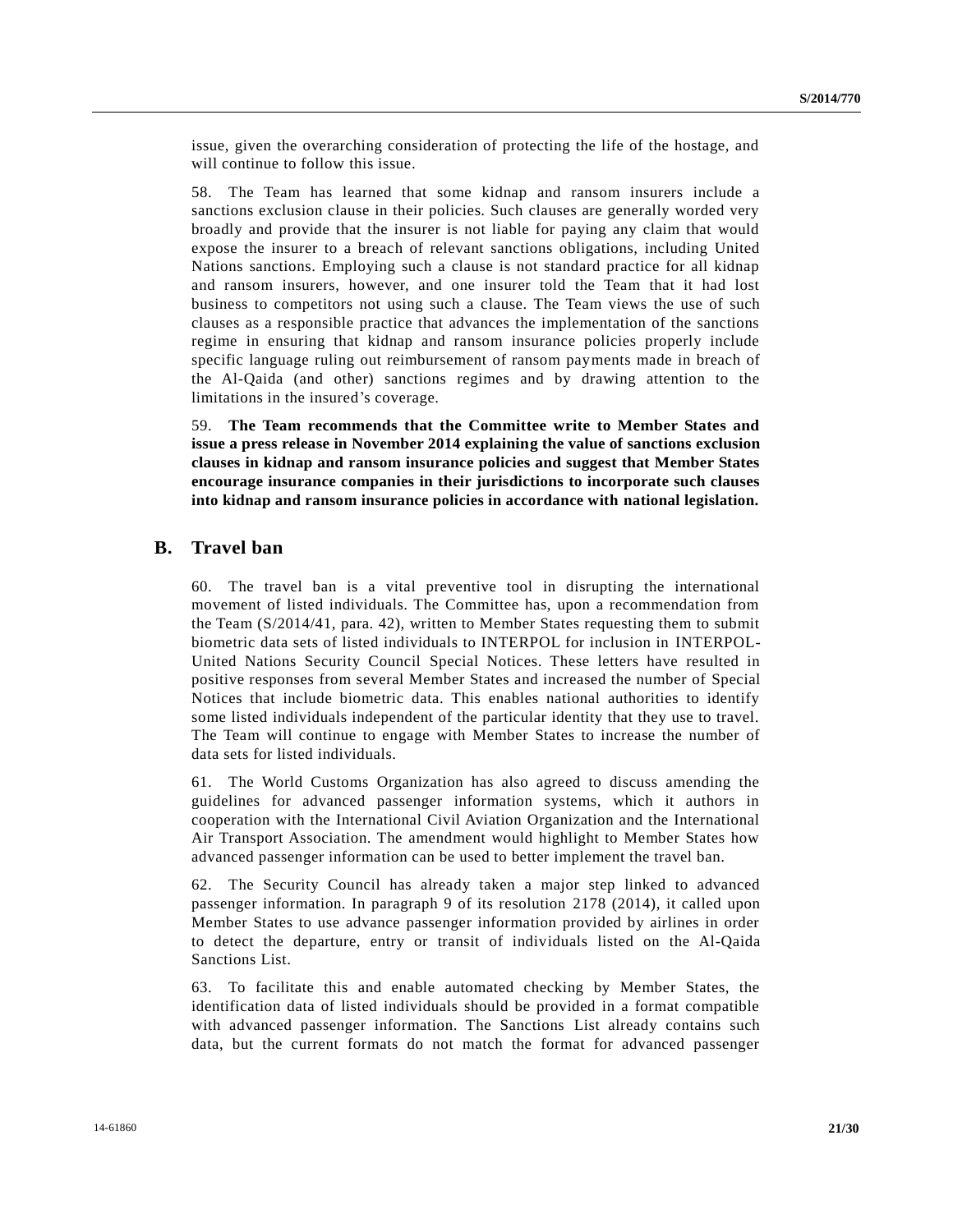issue, given the overarching consideration of protecting the life of the hostage, and will continue to follow this issue.

58. The Team has learned that some kidnap and ransom insurers include a sanctions exclusion clause in their policies. Such clauses are generally worded very broadly and provide that the insurer is not liable for paying any claim that would expose the insurer to a breach of relevant sanctions obligations, including United Nations sanctions. Employing such a clause is not standard practice for all kidnap and ransom insurers, however, and one insurer told the Team that it had lost business to competitors not using such a clause. The Team views the use of such clauses as a responsible practice that advances the implementation of the sanctions regime in ensuring that kidnap and ransom insurance policies properly include specific language ruling out reimbursement of ransom payments made in breach of the Al-Qaida (and other) sanctions regimes and by drawing attention to the limitations in the insured's coverage.

59. **The Team recommends that the Committee write to Member States and issue a press release in November 2014 explaining the value of sanctions exclusion clauses in kidnap and ransom insurance policies and suggest that Member States encourage insurance companies in their jurisdictions to incorporate such clauses into kidnap and ransom insurance policies in accordance with national legislation.**

## B. Travel ban

60. The travel ban is a vital preventive tool in disrupting the international movement of listed individuals. The Committee has, upon a recommendation from the Team (S/2014/41, para. 42), written to Member States requesting them to submit biometric data sets of listed individuals to INTERPOL for inclusion in INTERPOL-United Nations Security Council Special Notices. These letters have resulted in positive responses from several Member States and increased the number of Special Notices that include biometric data. This enables national authorities to identify some listed individuals independent of the particular identity that they use to travel. The Team will continue to engage with Member States to increase the number of data sets for listed individuals.

61. The World Customs Organization has also agreed to discuss amending the guidelines for advanced passenger information systems, which it authors in cooperation with the International Civil Aviation Organization and the International Air Transport Association. The amendment would highlight to Member States how advanced passenger information can be used to better implement the travel ban.

62. The Security Council has already taken a major step linked to advanced passenger information. In paragraph 9 of its resolution 2178 (2014), it called upon Member States to use advance passenger information provided by airlines in order to detect the departure, entry or transit of individuals listed on the Al-Qaida Sanctions List.

63. To facilitate this and enable automated checking by Member States, the identification data of listed individuals should be provided in a format compatible with advanced passenger information. The Sanctions List already contains such data, but the current formats do not match the format for advanced passenger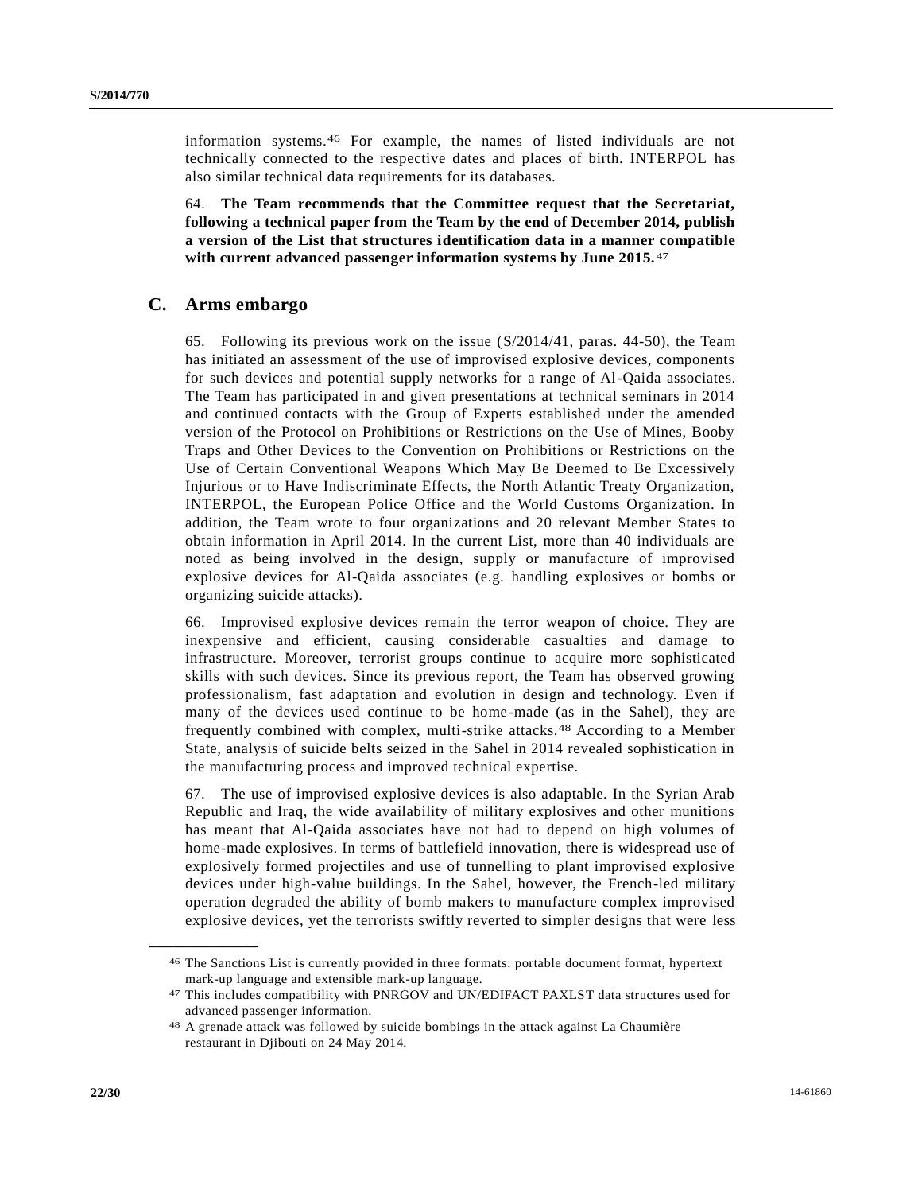information systems.[46] For example, the names of listed individuals are not technically connected to the respective dates and places of birth. INTERPOL has also similar technical data requirements for its databases.

64. **The Team recommends that the Committee request that the Secretariat, following a technical paper from the Team by the end of December 2014, publish a version of the List that structures identification data in a manner compatible with current advanced passenger information systems by June 2015.**[47]

## C. Arms embargo

65. Following its previous work on the issue (S/2014/41, paras. 44-50), the Team has initiated an assessment of the use of improvised explosive devices, components for such devices and potential supply networks for a range of Al-Qaida associates. The Team has participated in and given presentations at technical seminars in 2014 and continued contacts with the Group of Experts established under the amended version of the Protocol on Prohibitions or Restrictions on the Use of Mines, Booby Traps and Other Devices to the Convention on Prohibitions or Restrictions on the Use of Certain Conventional Weapons Which May Be Deemed to Be Excessively Injurious or to Have Indiscriminate Effects, the North Atlantic Treaty Organization, INTERPOL, the European Police Office and the World Customs Organization. In addition, the Team wrote to four organizations and 20 relevant Member States to obtain information in April 2014. In the current List, more than 40 individuals are noted as being involved in the design, supply or manufacture of improvised explosive devices for Al-Qaida associates (e.g. handling explosives or bombs or organizing suicide attacks).

66. Improvised explosive devices remain the terror weapon of choice. They are inexpensive and efficient, causing considerable casualties and damage to infrastructure. Moreover, terrorist groups continue to acquire more sophisticated skills with such devices. Since its previous report, the Team has observed growing professionalism, fast adaptation and evolution in design and technology. Even if many of the devices used continue to be home-made (as in the Sahel), they are frequently combined with complex, multi-strike attacks.[48] According to a Member State, analysis of suicide belts seized in the Sahel in 2014 revealed sophistication in the manufacturing process and improved technical expertise.

67. The use of improvised explosive devices is also adaptable. In the Syrian Arab Republic and Iraq, the wide availability of military explosives and other munitions has meant that Al-Qaida associates have not had to depend on high volumes of home-made explosives. In terms of battlefield innovation, there is widespread use of explosively formed projectiles and use of tunnelling to plant improvised explosive devices under high-value buildings. In the Sahel, however, the French-led military operation degraded the ability of bomb makers to manufacture complex improvised explosive devices, yet the terrorists swiftly reverted to simpler designs that were less

---

[46] The Sanctions List is currently provided in three formats: portable document format, hypertext mark-up language and extensible mark-up language.

[47] This includes compatibility with PNRGOV and UN/EDIFACT PAXLST data structures used for advanced passenger information.

[48] A grenade attack was followed by suicide bombings in the attack against La Chaumière restaurant in Djibouti on 24 May 2014.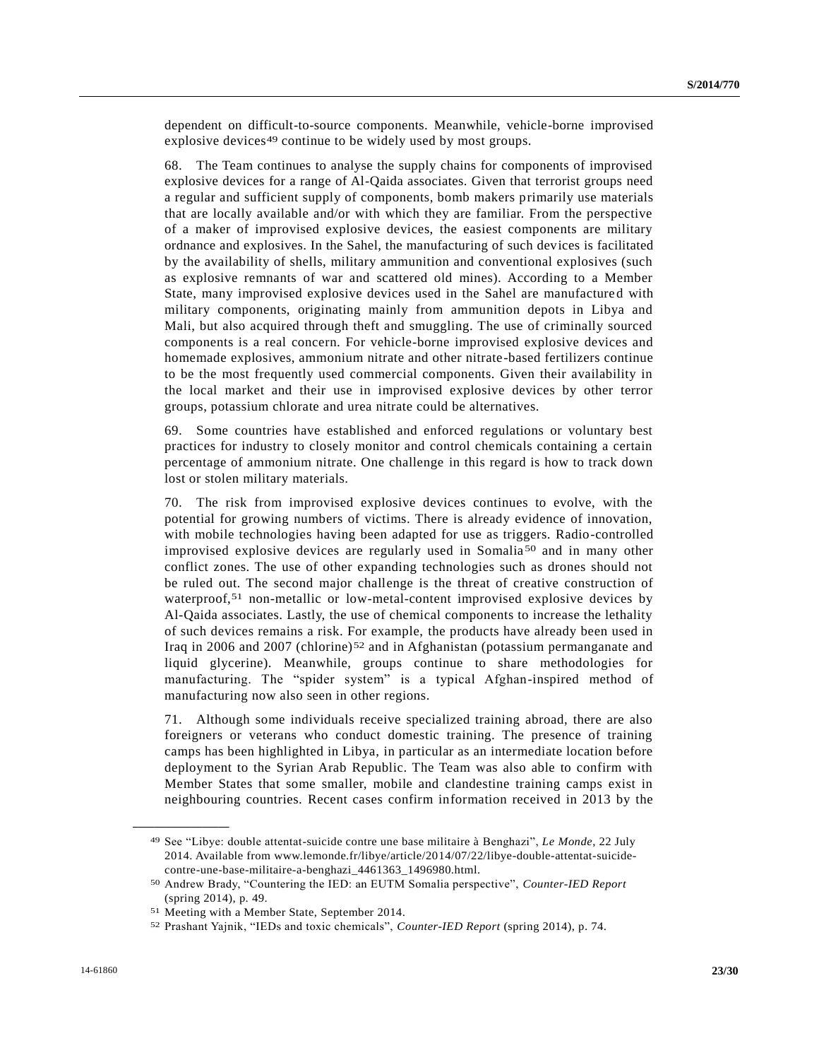dependent on difficult-to-source components. Meanwhile, vehicle-borne improvised explosive devices[49] continue to be widely used by most groups.

68. The Team continues to analyse the supply chains for components of improvised explosive devices for a range of Al-Qaida associates. Given that terrorist groups need a regular and sufficient supply of components, bomb makers primarily use materials that are locally available and/or with which they are familiar. From the perspective of a maker of improvised explosive devices, the easiest components are military ordnance and explosives. In the Sahel, the manufacturing of such devices is facilitated by the availability of shells, military ammunition and conventional explosives (such as explosive remnants of war and scattered old mines). According to a Member State, many improvised explosive devices used in the Sahel are manufactured with military components, originating mainly from ammunition depots in Libya and Mali, but also acquired through theft and smuggling. The use of criminally sourced components is a real concern. For vehicle-borne improvised explosive devices and homemade explosives, ammonium nitrate and other nitrate-based fertilizers continue to be the most frequently used commercial components. Given their availability in the local market and their use in improvised explosive devices by other terror groups, potassium chlorate and urea nitrate could be alternatives.

69. Some countries have established and enforced regulations or voluntary best practices for industry to closely monitor and control chemicals containing a certain percentage of ammonium nitrate. One challenge in this regard is how to track down lost or stolen military materials.

70. The risk from improvised explosive devices continues to evolve, with the potential for growing numbers of victims. There is already evidence of innovation, with mobile technologies having been adapted for use as triggers. Radio-controlled improvised explosive devices are regularly used in Somalia[50] and in many other conflict zones. The use of other expanding technologies such as drones should not be ruled out. The second major challenge is the threat of creative construction of waterproof,[51] non-metallic or low-metal-content improvised explosive devices by Al-Qaida associates. Lastly, the use of chemical components to increase the lethality of such devices remains a risk. For example, the products have already been used in Iraq in 2006 and 2007 (chlorine)[52] and in Afghanistan (potassium permanganate and liquid glycerine). Meanwhile, groups continue to share methodologies for manufacturing. The "spider system" is a typical Afghan-inspired method of manufacturing now also seen in other regions.

71. Although some individuals receive specialized training abroad, there are also foreigners or veterans who conduct domestic training. The presence of training camps has been highlighted in Libya, in particular as an intermediate location before deployment to the Syrian Arab Republic. The Team was also able to confirm with Member States that some smaller, mobile and clandestine training camps exist in neighbouring countries. Recent cases confirm information received in 2013 by the

---

[49] See "Libye: double attentat-suicide contre une base militaire à Benghazi", *Le Monde*, 22 July 2014. Available from www.lemonde.fr/libye/article/2014/07/22/libye-double-attentat-suicide-contre-une-base-militaire-a-benghazi_4461363_1496980.html.

[50] Andrew Brady, "Countering the IED: an EUTM Somalia perspective", *Counter-IED Report* (spring 2014), p. 49.

[51] Meeting with a Member State, September 2014.

[52] Prashant Yajnik, "IEDs and toxic chemicals", *Counter-IED Report* (spring 2014), p. 74.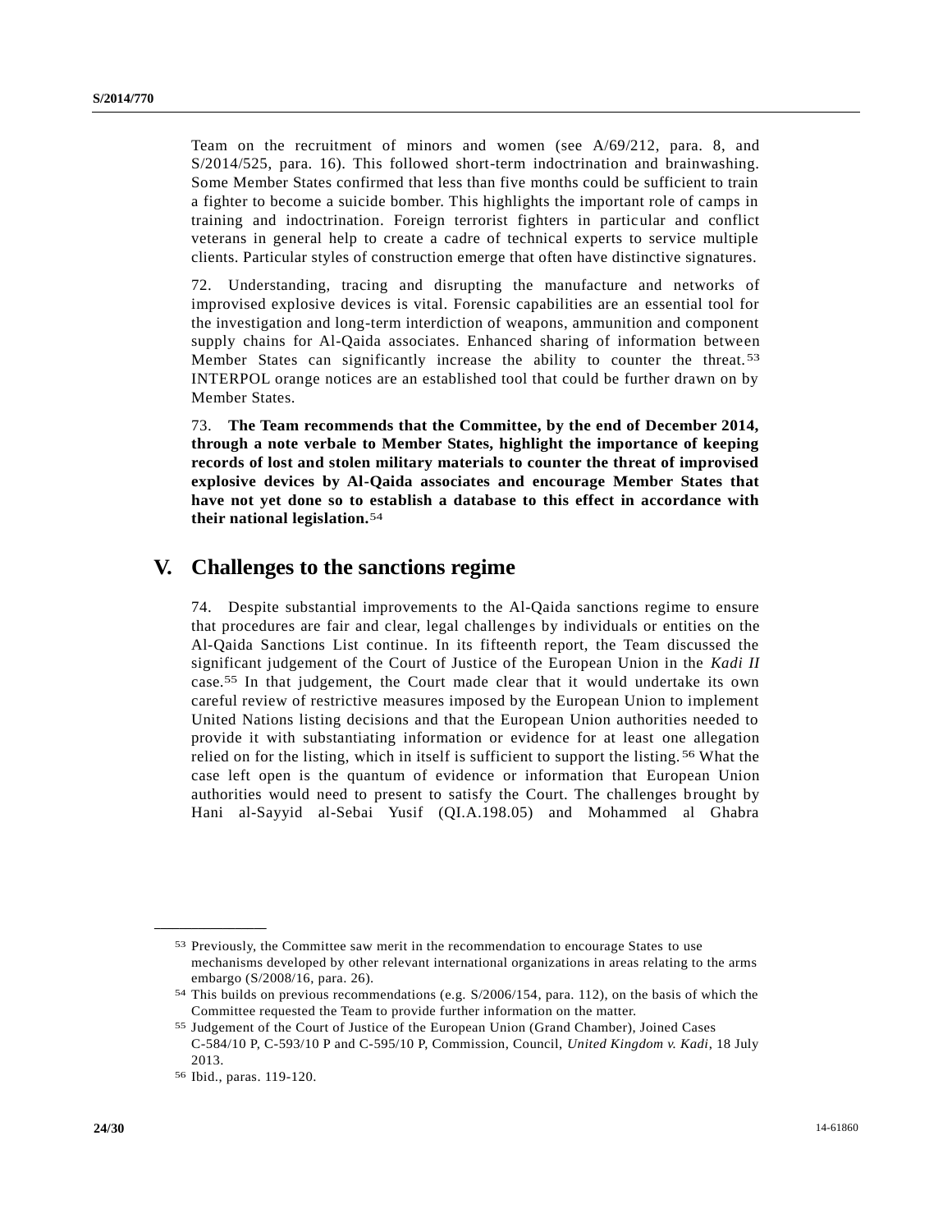Team on the recruitment of minors and women (see A/69/212, para. 8, and S/2014/525, para. 16). This followed short-term indoctrination and brainwashing. Some Member States confirmed that less than five months could be sufficient to train a fighter to become a suicide bomber. This highlights the important role of camps in training and indoctrination. Foreign terrorist fighters in particular and conflict veterans in general help to create a cadre of technical experts to service multiple clients. Particular styles of construction emerge that often have distinctive signatures.

72. Understanding, tracing and disrupting the manufacture and networks of improvised explosive devices is vital. Forensic capabilities are an essential tool for the investigation and long-term interdiction of weapons, ammunition and component supply chains for Al-Qaida associates. Enhanced sharing of information between Member States can significantly increase the ability to counter the threat.[53] INTERPOL orange notices are an established tool that could be further drawn on by Member States.

73. **The Team recommends that the Committee, by the end of December 2014, through a note verbale to Member States, highlight the importance of keeping records of lost and stolen military materials to counter the threat of improvised explosive devices by Al-Qaida associates and encourage Member States that have not yet done so to establish a database to this effect in accordance with their national legislation.**[54]

## V. Challenges to the sanctions regime

74. Despite substantial improvements to the Al-Qaida sanctions regime to ensure that procedures are fair and clear, legal challenges by individuals or entities on the Al-Qaida Sanctions List continue. In its fifteenth report, the Team discussed the significant judgement of the Court of Justice of the European Union in the *Kadi II* case.[55] In that judgement, the Court made clear that it would undertake its own careful review of restrictive measures imposed by the European Union to implement United Nations listing decisions and that the European Union authorities needed to provide it with substantiating information or evidence for at least one allegation relied on for the listing, which in itself is sufficient to support the listing.[56] What the case left open is the quantum of evidence or information that European Union authorities would need to present to satisfy the Court. The challenges brought by Hani al-Sayyid al-Sebai Yusif (QI.A.198.05) and Mohammed al Ghabra

---

[53] Previously, the Committee saw merit in the recommendation to encourage States to use mechanisms developed by other relevant international organizations in areas relating to the arms embargo (S/2008/16, para. 26).

[54] This builds on previous recommendations (e.g. S/2006/154, para. 112), on the basis of which the Committee requested the Team to provide further information on the matter.

[55] Judgement of the Court of Justice of the European Union (Grand Chamber), Joined Cases C-584/10 P, C-593/10 P and C-595/10 P, Commission, Council, *United Kingdom v. Kadi*, 18 July 2013.

[56] Ibid., paras. 119-120.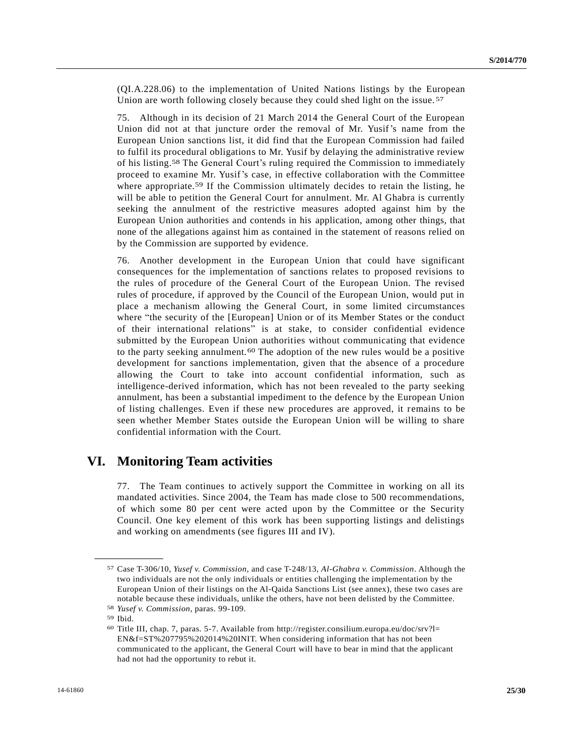(QI.A.228.06) to the implementation of United Nations listings by the European Union are worth following closely because they could shed light on the issue.[57]

75. Although in its decision of 21 March 2014 the General Court of the European Union did not at that juncture order the removal of Mr. Yusif's name from the European Union sanctions list, it did find that the European Commission had failed to fulfil its procedural obligations to Mr. Yusif by delaying the administrative review of his listing.[58] The General Court's ruling required the Commission to immediately proceed to examine Mr. Yusif's case, in effective collaboration with the Committee where appropriate.[59] If the Commission ultimately decides to retain the listing, he will be able to petition the General Court for annulment. Mr. Al Ghabra is currently seeking the annulment of the restrictive measures adopted against him by the European Union authorities and contends in his application, among other things, that none of the allegations against him as contained in the statement of reasons relied on by the Commission are supported by evidence.

76. Another development in the European Union that could have significant consequences for the implementation of sanctions relates to proposed revisions to the rules of procedure of the General Court of the European Union. The revised rules of procedure, if approved by the Council of the European Union, would put in place a mechanism allowing the General Court, in some limited circumstances where "the security of the [European] Union or of its Member States or the conduct of their international relations" is at stake, to consider confidential evidence submitted by the European Union authorities without communicating that evidence to the party seeking annulment.[60] The adoption of the new rules would be a positive development for sanctions implementation, given that the absence of a procedure allowing the Court to take into account confidential information, such as intelligence-derived information, which has not been revealed to the party seeking annulment, has been a substantial impediment to the defence by the European Union of listing challenges. Even if these new procedures are approved, it remains to be seen whether Member States outside the European Union will be willing to share confidential information with the Court.

# VI. Monitoring Team activities

77. The Team continues to actively support the Committee in working on all its mandated activities. Since 2004, the Team has made close to 500 recommendations, of which some 80 per cent were acted upon by the Committee or the Security Council. One key element of this work has been supporting listings and delistings and working on amendments (see figures III and IV).

---

[57] Case T-306/10, *Yusef v. Commission*, and case T-248/13, *Al-Ghabra v. Commission*. Although the two individuals are not the only individuals or entities challenging the implementation by the European Union of their listings on the Al-Qaida Sanctions List (see annex), these two cases are notable because these individuals, unlike the others, have not been delisted by the Committee.

[58] *Yusef v. Commission*, paras. 99-109.

[59] Ibid.

[60] Title III, chap. 7, paras. 5-7. Available from http://register.consilium.europa.eu/doc/srv?l=EN&f=ST%207795%202014%20INIT. When considering information that has not been communicated to the applicant, the General Court will have to bear in mind that the applicant had not had the opportunity to rebut it.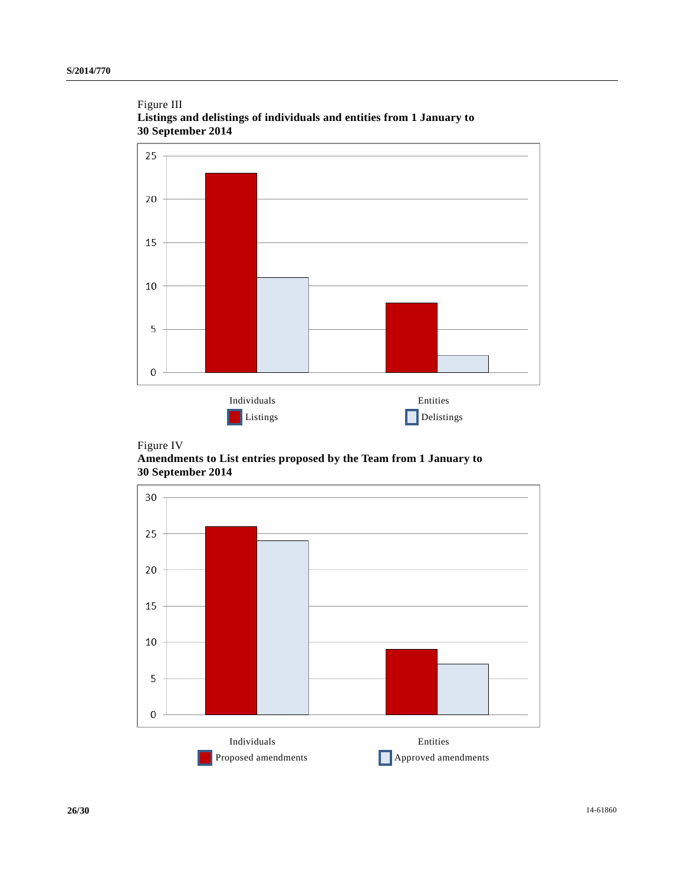Figure III

**Listings and delistings of individuals and entities from 1 January to 30 September 2014**

| | Listings | Delistings |
|---|---|---|
| Individuals | 23 | 11 |
| Entities | 8 | 2 |

Figure IV

**Amendments to List entries proposed by the Team from 1 January to 30 September 2014**

| | Proposed amendments | Approved amendments |
|---|---|---|
| Individuals | 26 | 24 |
| Entities | 9 | 7 |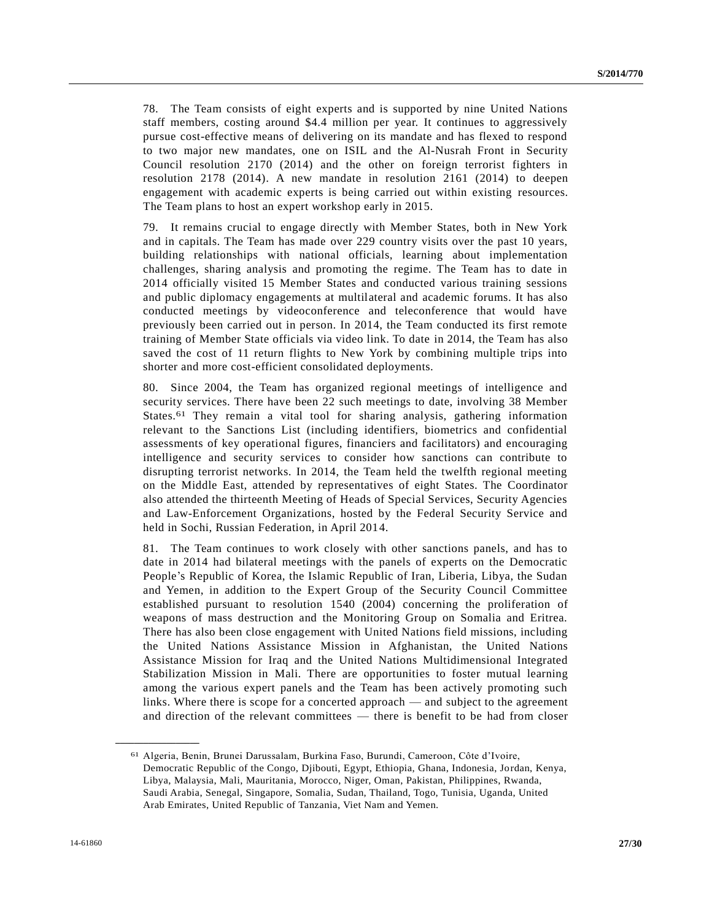78. The Team consists of eight experts and is supported by nine United Nations staff members, costing around $4.4 million per year. It continues to aggressively pursue cost-effective means of delivering on its mandate and has flexed to respond to two major new mandates, one on ISIL and the Al-Nusrah Front in Security Council resolution 2170 (2014) and the other on foreign terrorist fighters in resolution 2178 (2014). A new mandate in resolution 2161 (2014) to deepen engagement with academic experts is being carried out within existing resources. The Team plans to host an expert workshop early in 2015.

79. It remains crucial to engage directly with Member States, both in New York and in capitals. The Team has made over 229 country visits over the past 10 years, building relationships with national officials, learning about implementation challenges, sharing analysis and promoting the regime. The Team has to date in 2014 officially visited 15 Member States and conducted various training sessions and public diplomacy engagements at multilateral and academic forums. It has also conducted meetings by videoconference and teleconference that would have previously been carried out in person. In 2014, the Team conducted its first remote training of Member State officials via video link. To date in 2014, the Team has also saved the cost of 11 return flights to New York by combining multiple trips into shorter and more cost-efficient consolidated deployments.

80. Since 2004, the Team has organized regional meetings of intelligence and security services. There have been 22 such meetings to date, involving 38 Member States.[61] They remain a vital tool for sharing analysis, gathering information relevant to the Sanctions List (including identifiers, biometrics and confidential assessments of key operational figures, financiers and facilitators) and encouraging intelligence and security services to consider how sanctions can contribute to disrupting terrorist networks. In 2014, the Team held the twelfth regional meeting on the Middle East, attended by representatives of eight States. The Coordinator also attended the thirteenth Meeting of Heads of Special Services, Security Agencies and Law-Enforcement Organizations, hosted by the Federal Security Service and held in Sochi, Russian Federation, in April 2014.

81. The Team continues to work closely with other sanctions panels, and has to date in 2014 had bilateral meetings with the panels of experts on the Democratic People's Republic of Korea, the Islamic Republic of Iran, Liberia, Libya, the Sudan and Yemen, in addition to the Expert Group of the Security Council Committee established pursuant to resolution 1540 (2004) concerning the proliferation of weapons of mass destruction and the Monitoring Group on Somalia and Eritrea. There has also been close engagement with United Nations field missions, including the United Nations Assistance Mission in Afghanistan, the United Nations Assistance Mission for Iraq and the United Nations Multidimensional Integrated Stabilization Mission in Mali. There are opportunities to foster mutual learning among the various expert panels and the Team has been actively promoting such links. Where there is scope for a concerted approach — and subject to the agreement and direction of the relevant committees — there is benefit to be had from closer

---

[61] Algeria, Benin, Brunei Darussalam, Burkina Faso, Burundi, Cameroon, Côte d'Ivoire, Democratic Republic of the Congo, Djibouti, Egypt, Ethiopia, Ghana, Indonesia, Jordan, Kenya, Libya, Malaysia, Mali, Mauritania, Morocco, Niger, Oman, Pakistan, Philippines, Rwanda, Saudi Arabia, Senegal, Singapore, Somalia, Sudan, Thailand, Togo, Tunisia, Uganda, United Arab Emirates, United Republic of Tanzania, Viet Nam and Yemen.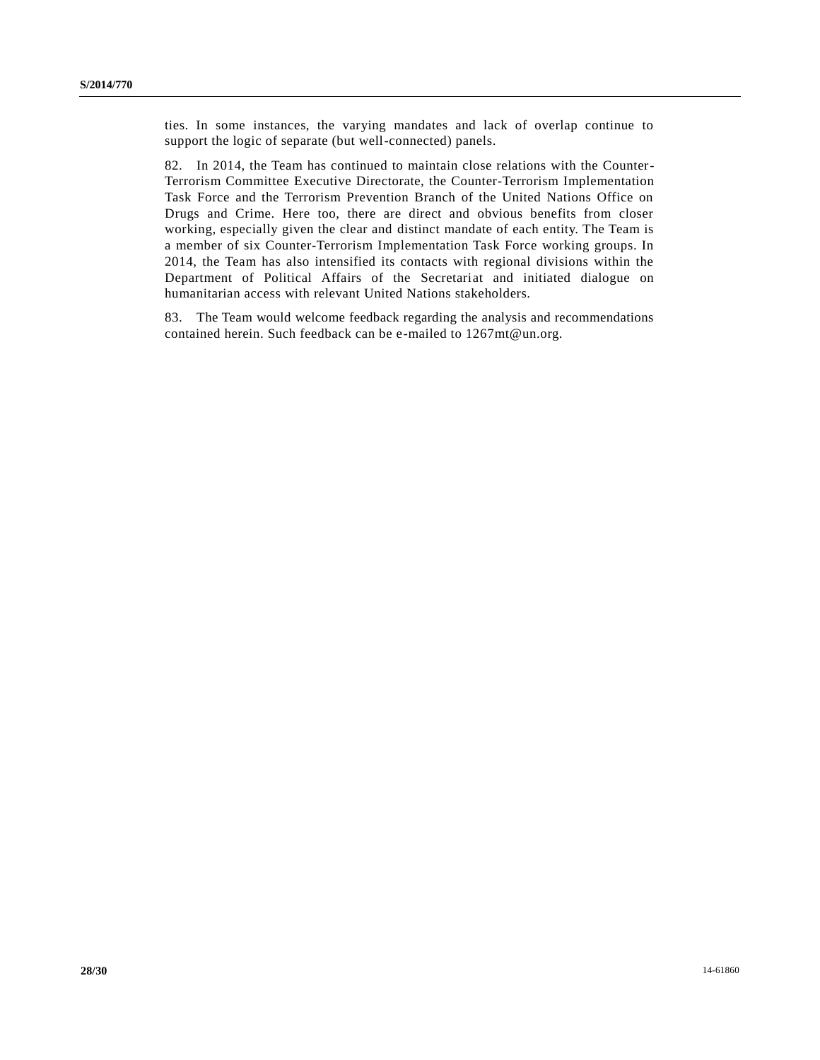ties. In some instances, the varying mandates and lack of overlap continue to support the logic of separate (but well-connected) panels.

82. In 2014, the Team has continued to maintain close relations with the Counter-Terrorism Committee Executive Directorate, the Counter-Terrorism Implementation Task Force and the Terrorism Prevention Branch of the United Nations Office on Drugs and Crime. Here too, there are direct and obvious benefits from closer working, especially given the clear and distinct mandate of each entity. The Team is a member of six Counter-Terrorism Implementation Task Force working groups. In 2014, the Team has also intensified its contacts with regional divisions within the Department of Political Affairs of the Secretariat and initiated dialogue on humanitarian access with relevant United Nations stakeholders.

83. The Team would welcome feedback regarding the analysis and recommendations contained herein. Such feedback can be e-mailed to 1267mt@un.org.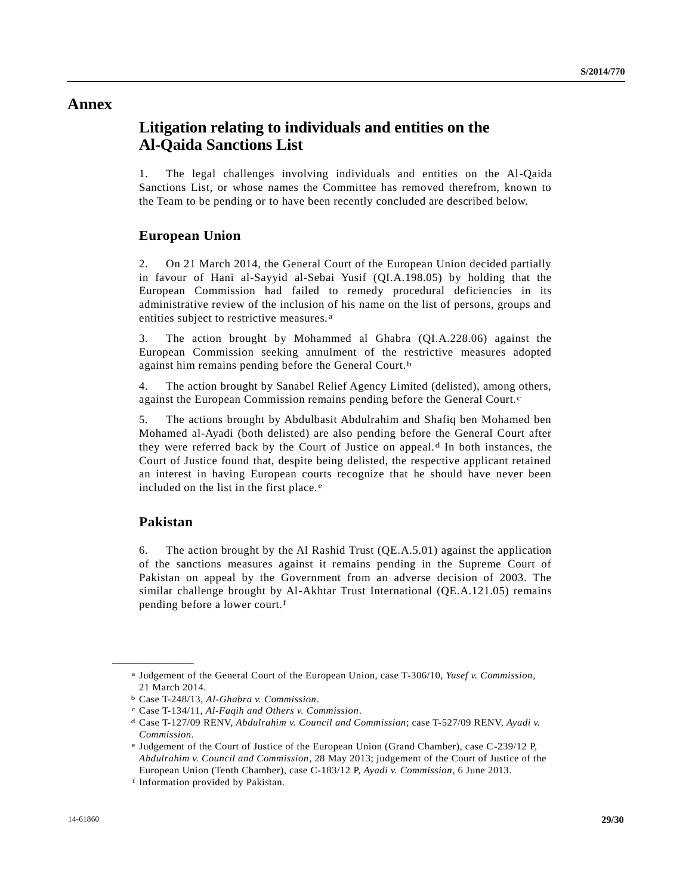# Annex

## Litigation relating to individuals and entities on the Al-Qaida Sanctions List

1. The legal challenges involving individuals and entities on the Al-Qaida Sanctions List, or whose names the Committee has removed therefrom, known to the Team to be pending or to have been recently concluded are described below.

### European Union

2. On 21 March 2014, the General Court of the European Union decided partially in favour of Hani al-Sayyid al-Sebai Yusif (QI.A.198.05) by holding that the European Commission had failed to remedy procedural deficiencies in its administrative review of the inclusion of his name on the list of persons, groups and entities subject to restrictive measures.[a]

3. The action brought by Mohammed al Ghabra (QI.A.228.06) against the European Commission seeking annulment of the restrictive measures adopted against him remains pending before the General Court.[b]

4. The action brought by Sanabel Relief Agency Limited (delisted), among others, against the European Commission remains pending before the General Court.[c]

5. The actions brought by Abdulbasit Abdulrahim and Shafiq ben Mohamed ben Mohamed al-Ayadi (both delisted) are also pending before the General Court after they were referred back by the Court of Justice on appeal.[d] In both instances, the Court of Justice found that, despite being delisted, the respective applicant retained an interest in having European courts recognize that he should have never been included on the list in the first place.[e]

### Pakistan

6. The action brought by the Al Rashid Trust (QE.A.5.01) against the application of the sanctions measures against it remains pending in the Supreme Court of Pakistan on appeal by the Government from an adverse decision of 2003. The similar challenge brought by Al-Akhtar Trust International (QE.A.121.05) remains pending before a lower court.[f]

---

[a] Judgement of the General Court of the European Union, case T-306/10, *Yusef v. Commission*, 21 March 2014.

[b] Case T-248/13, *Al-Ghabra v. Commission*.

[c] Case T-134/11, *Al-Faqih and Others v. Commission*.

[d] Case T-127/09 RENV, *Abdulrahim v. Council and Commission*; case T-527/09 RENV, *Ayadi v. Commission*.

[e] Judgement of the Court of Justice of the European Union (Grand Chamber), case C-239/12 P, *Abdulrahim v. Council and Commission*, 28 May 2013; judgement of the Court of Justice of the European Union (Tenth Chamber), case C-183/12 P, *Ayadi v. Commission*, 6 June 2013.

[f] Information provided by Pakistan.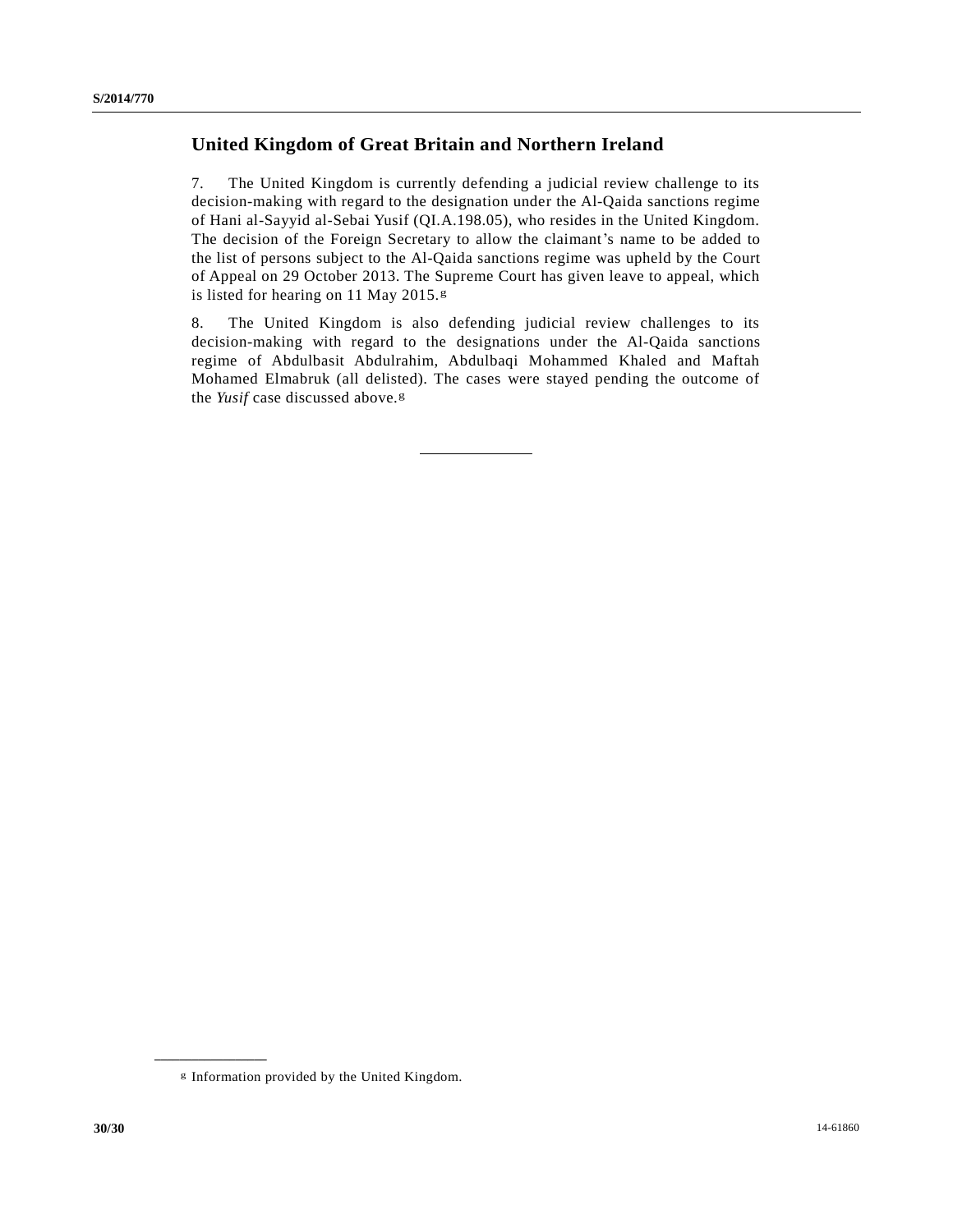## United Kingdom of Great Britain and Northern Ireland

7. The United Kingdom is currently defending a judicial review challenge to its decision-making with regard to the designation under the Al-Qaida sanctions regime of Hani al-Sayyid al-Sebai Yusif (QI.A.198.05), who resides in the United Kingdom. The decision of the Foreign Secretary to allow the claimant's name to be added to the list of persons subject to the Al-Qaida sanctions regime was upheld by the Court of Appeal on 29 October 2013. The Supreme Court has given leave to appeal, which is listed for hearing on 11 May 2015.[g]

8. The United Kingdom is also defending judicial review challenges to its decision-making with regard to the designations under the Al-Qaida sanctions regime of Abdulbasit Abdulrahim, Abdulbaqi Mohammed Khaled and Maftah Mohamed Elmabruk (all delisted). The cases were stayed pending the outcome of the *Yusif* case discussed above.[g]

---

[g] Information provided by the United Kingdom.